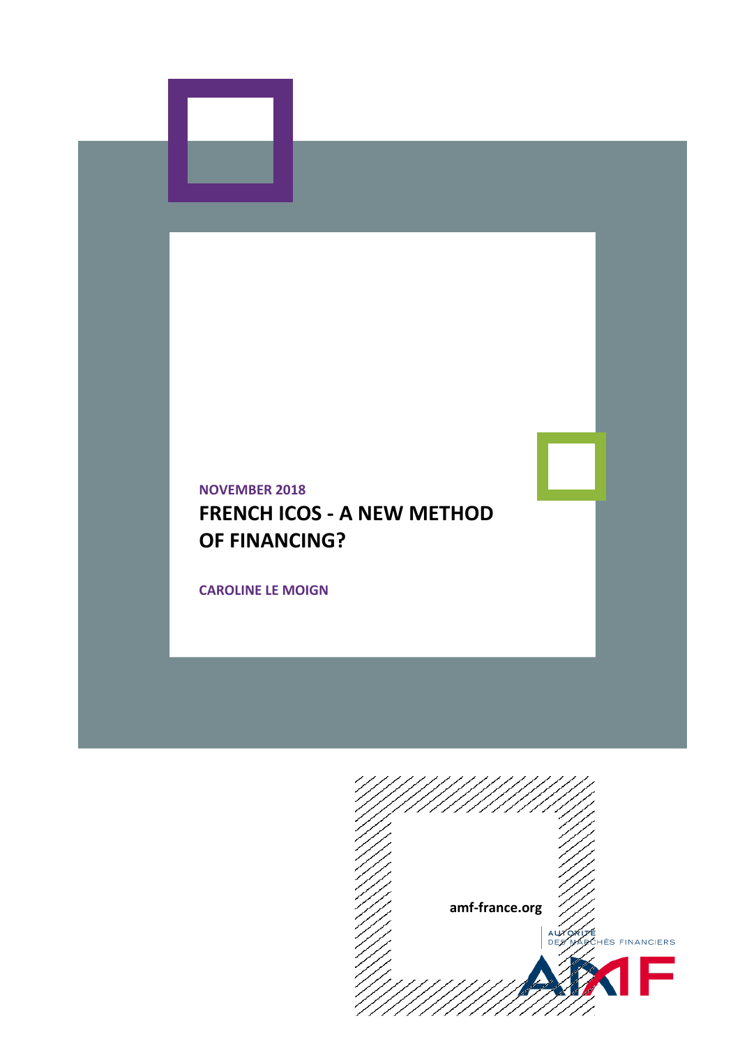**NOVEMBER 2018**

# FRENCH ICOS - A NEW METHOD OF FINANCING?

**CAROLINE LE MOIGN**

amf-france.org

AUTORITÉ DES MARCHÉS FINANCIERS

AMF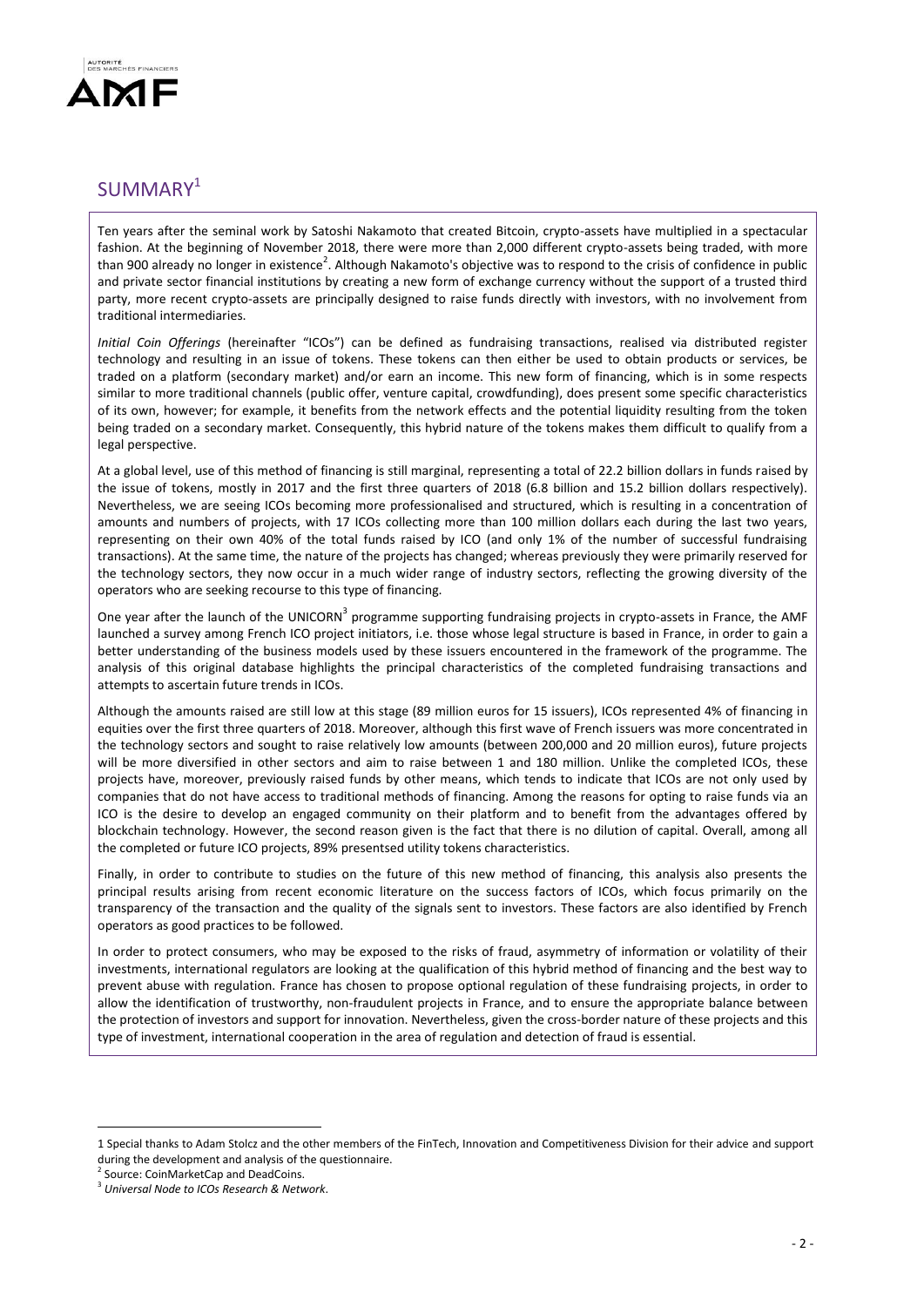## SUMMARY[1]

Ten years after the seminal work by Satoshi Nakamoto that created Bitcoin, crypto-assets have multiplied in a spectacular fashion. At the beginning of November 2018, there were more than 2,000 different crypto-assets being traded, with more than 900 already no longer in existence[2]. Although Nakamoto's objective was to respond to the crisis of confidence in public and private sector financial institutions by creating a new form of exchange currency without the support of a trusted third party, more recent crypto-assets are principally designed to raise funds directly with investors, with no involvement from traditional intermediaries.

*Initial Coin Offerings* (hereinafter "ICOs") can be defined as fundraising transactions, realised via distributed register technology and resulting in an issue of tokens. These tokens can then either be used to obtain products or services, be traded on a platform (secondary market) and/or earn an income. This new form of financing, which is in some respects similar to more traditional channels (public offer, venture capital, crowdfunding), does present some specific characteristics of its own, however; for example, it benefits from the network effects and the potential liquidity resulting from the token being traded on a secondary market. Consequently, this hybrid nature of the tokens makes them difficult to qualify from a legal perspective.

At a global level, use of this method of financing is still marginal, representing a total of 22.2 billion dollars in funds raised by the issue of tokens, mostly in 2017 and the first three quarters of 2018 (6.8 billion and 15.2 billion dollars respectively). Nevertheless, we are seeing ICOs becoming more professionalised and structured, which is resulting in a concentration of amounts and numbers of projects, with 17 ICOs collecting more than 100 million dollars each during the last two years, representing on their own 40% of the total funds raised by ICO (and only 1% of the number of successful fundraising transactions). At the same time, the nature of the projects has changed; whereas previously they were primarily reserved for the technology sectors, they now occur in a much wider range of industry sectors, reflecting the growing diversity of the operators who are seeking recourse to this type of financing.

One year after the launch of the UNICORN[3] programme supporting fundraising projects in crypto-assets in France, the AMF launched a survey among French ICO project initiators, i.e. those whose legal structure is based in France, in order to gain a better understanding of the business models used by these issuers encountered in the framework of the programme. The analysis of this original database highlights the principal characteristics of the completed fundraising transactions and attempts to ascertain future trends in ICOs.

Although the amounts raised are still low at this stage (89 million euros for 15 issuers), ICOs represented 4% of financing in equities over the first three quarters of 2018. Moreover, although this first wave of French issuers was more concentrated in the technology sectors and sought to raise relatively low amounts (between 200,000 and 20 million euros), future projects will be more diversified in other sectors and aim to raise between 1 and 180 million. Unlike the completed ICOs, these projects have, moreover, previously raised funds by other means, which tends to indicate that ICOs are not only used by companies that do not have access to traditional methods of financing. Among the reasons for opting to raise funds via an ICO is the desire to develop an engaged community on their platform and to benefit from the advantages offered by blockchain technology. However, the second reason given is the fact that there is no dilution of capital. Overall, among all the completed or future ICO projects, 89% presentsed utility tokens characteristics.

Finally, in order to contribute to studies on the future of this new method of financing, this analysis also presents the principal results arising from recent economic literature on the success factors of ICOs, which focus primarily on the transparency of the transaction and the quality of the signals sent to investors. These factors are also identified by French operators as good practices to be followed.

In order to protect consumers, who may be exposed to the risks of fraud, asymmetry of information or volatility of their investments, international regulators are looking at the qualification of this hybrid method of financing and the best way to prevent abuse with regulation. France has chosen to propose optional regulation of these fundraising projects, in order to allow the identification of trustworthy, non-fraudulent projects in France, and to ensure the appropriate balance between the protection of investors and support for innovation. Nevertheless, given the cross-border nature of these projects and this type of investment, international cooperation in the area of regulation and detection of fraud is essential.

---

1 Special thanks to Adam Stolcz and the other members of the FinTech, Innovation and Competitiveness Division for their advice and support during the development and analysis of the questionnaire.

2 Source: CoinMarketCap and DeadCoins.

3 *Universal Node to ICOs Research & Network*.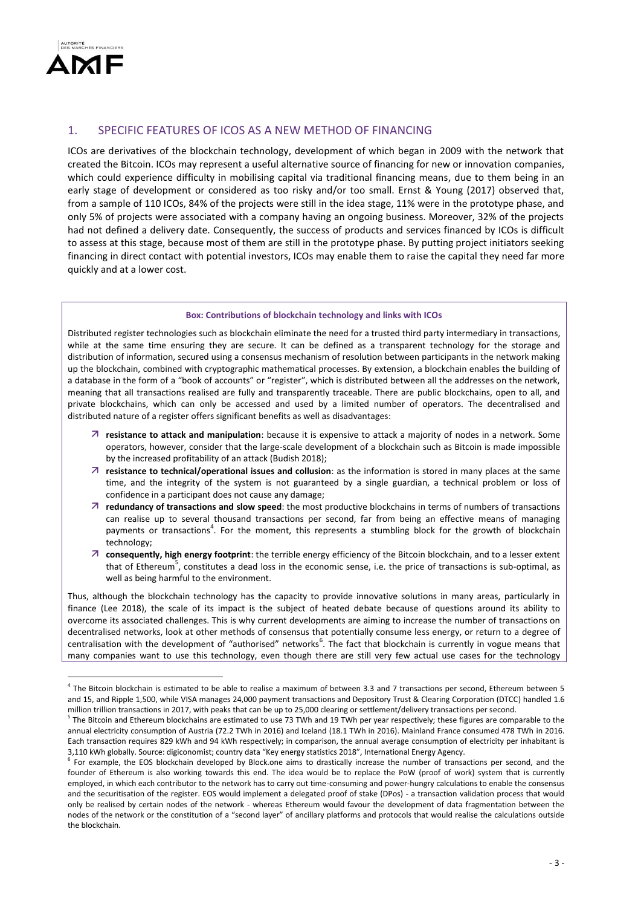## 1. SPECIFIC FEATURES OF ICOS AS A NEW METHOD OF FINANCING

ICOs are derivatives of the blockchain technology, development of which began in 2009 with the network that created the Bitcoin. ICOs may represent a useful alternative source of financing for new or innovation companies, which could experience difficulty in mobilising capital via traditional financing means, due to them being in an early stage of development or considered as too risky and/or too small. Ernst & Young (2017) observed that, from a sample of 110 ICOs, 84% of the projects were still in the idea stage, 11% were in the prototype phase, and only 5% of projects were associated with a company having an ongoing business. Moreover, 32% of the projects had not defined a delivery date. Consequently, the success of products and services financed by ICOs is difficult to assess at this stage, because most of them are still in the prototype phase. By putting project initiators seeking financing in direct contact with potential investors, ICOs may enable them to raise the capital they need far more quickly and at a lower cost.

**Box: Contributions of blockchain technology and links with ICOs**

Distributed register technologies such as blockchain eliminate the need for a trusted third party intermediary in transactions, while at the same time ensuring they are secure. It can be defined as a transparent technology for the storage and distribution of information, secured using a consensus mechanism of resolution between participants in the network making up the blockchain, combined with cryptographic mathematical processes. By extension, a blockchain enables the building of a database in the form of a "book of accounts" or "register", which is distributed between all the addresses on the network, meaning that all transactions realised are fully and transparently traceable. There are public blockchains, open to all, and private blockchains, which can only be accessed and used by a limited number of operators. The decentralised and distributed nature of a register offers significant benefits as well as disadvantages:

- **resistance to attack and manipulation**: because it is expensive to attack a majority of nodes in a network. Some operators, however, consider that the large-scale development of a blockchain such as Bitcoin is made impossible by the increased profitability of an attack (Budish 2018);
- **resistance to technical/operational issues and collusion**: as the information is stored in many places at the same time, and the integrity of the system is not guaranteed by a single guardian, a technical problem or loss of confidence in a participant does not cause any damage;
- **redundancy of transactions and slow speed**: the most productive blockchains in terms of numbers of transactions can realise up to several thousand transactions per second, far from being an effective means of managing payments or transactions[4]. For the moment, this represents a stumbling block for the growth of blockchain technology;
- **consequently, high energy footprint**: the terrible energy efficiency of the Bitcoin blockchain, and to a lesser extent that of Ethereum[5], constitutes a dead loss in the economic sense, i.e. the price of transactions is sub-optimal, as well as being harmful to the environment.

Thus, although the blockchain technology has the capacity to provide innovative solutions in many areas, particularly in finance (Lee 2018), the scale of its impact is the subject of heated debate because of questions around its ability to overcome its associated challenges. This is why current developments are aiming to increase the number of transactions on decentralised networks, look at other methods of consensus that potentially consume less energy, or return to a degree of centralisation with the development of "authorised" networks[6]. The fact that blockchain is currently in vogue means that many companies want to use this technology, even though there are still very few actual use cases for the technology

---

[4] The Bitcoin blockchain is estimated to be able to realise a maximum of between 3.3 and 7 transactions per second, Ethereum between 5 and 15, and Ripple 1,500, while VISA manages 24,000 payment transactions and Depository Trust & Clearing Corporation (DTCC) handled 1.6 million trillion transactions in 2017, with peaks that can be up to 25,000 clearing or settlement/delivery transactions per second.

[5] The Bitcoin and Ethereum blockchains are estimated to use 73 TWh and 19 TWh per year respectively; these figures are comparable to the annual electricity consumption of Austria (72.2 TWh in 2016) and Iceland (18.1 TWh in 2016). Mainland France consumed 478 TWh in 2016. Each transaction requires 829 kWh and 94 kWh respectively; in comparison, the annual average consumption of electricity per inhabitant is 3,110 kWh globally. Source: digiconomist; country data "Key energy statistics 2018", International Energy Agency.

[6] For example, the EOS blockchain developed by Block.one aims to drastically increase the number of transactions per second, and the founder of Ethereum is also working towards this end. The idea would be to replace the PoW (proof of work) system that is currently employed, in which each contributor to the network has to carry out time-consuming and power-hungry calculations to enable the consensus and the securitisation of the register. EOS would implement a delegated proof of stake (DPos) - a transaction validation process that would only be realised by certain nodes of the network - whereas Ethereum would favour the development of data fragmentation between the nodes of the network or the constitution of a "second layer" of ancillary platforms and protocols that would realise the calculations outside the blockchain.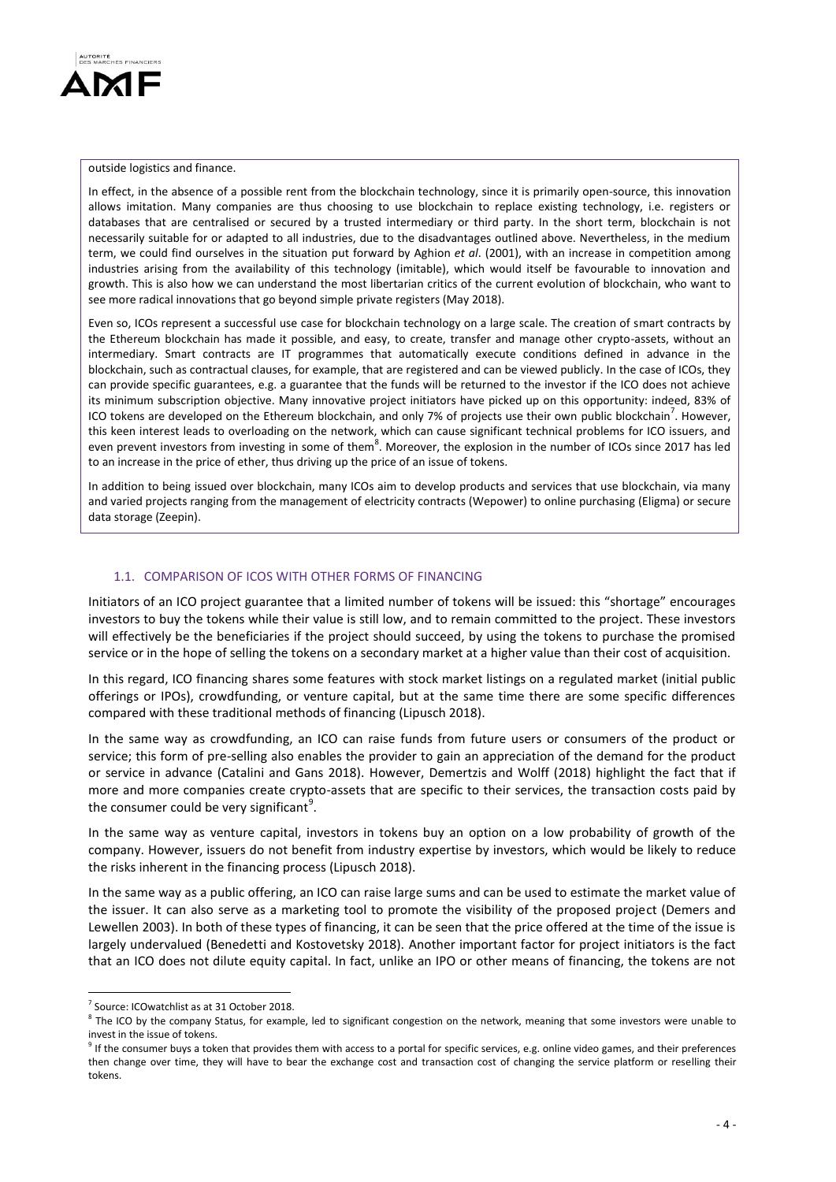outside logistics and finance.

In effect, in the absence of a possible rent from the blockchain technology, since it is primarily open-source, this innovation allows imitation. Many companies are thus choosing to use blockchain to replace existing technology, i.e. registers or databases that are centralised or secured by a trusted intermediary or third party. In the short term, blockchain is not necessarily suitable for or adapted to all industries, due to the disadvantages outlined above. Nevertheless, in the medium term, we could find ourselves in the situation put forward by Aghion *et al*. (2001), with an increase in competition among industries arising from the availability of this technology (imitable), which would itself be favourable to innovation and growth. This is also how we can understand the most libertarian critics of the current evolution of blockchain, who want to see more radical innovations that go beyond simple private registers (May 2018).

Even so, ICOs represent a successful use case for blockchain technology on a large scale. The creation of smart contracts by the Ethereum blockchain has made it possible, and easy, to create, transfer and manage other crypto-assets, without an intermediary. Smart contracts are IT programmes that automatically execute conditions defined in advance in the blockchain, such as contractual clauses, for example, that are registered and can be viewed publicly. In the case of ICOs, they can provide specific guarantees, e.g. a guarantee that the funds will be returned to the investor if the ICO does not achieve its minimum subscription objective. Many innovative project initiators have picked up on this opportunity: indeed, 83% of ICO tokens are developed on the Ethereum blockchain, and only 7% of projects use their own public blockchain[7]. However, this keen interest leads to overloading on the network, which can cause significant technical problems for ICO issuers, and even prevent investors from investing in some of them[8]. Moreover, the explosion in the number of ICOs since 2017 has led to an increase in the price of ether, thus driving up the price of an issue of tokens.

In addition to being issued over blockchain, many ICOs aim to develop products and services that use blockchain, via many and varied projects ranging from the management of electricity contracts (Wepower) to online purchasing (Eligma) or secure data storage (Zeepin).

### 1.1. COMPARISON OF ICOS WITH OTHER FORMS OF FINANCING

Initiators of an ICO project guarantee that a limited number of tokens will be issued: this "shortage" encourages investors to buy the tokens while their value is still low, and to remain committed to the project. These investors will effectively be the beneficiaries if the project should succeed, by using the tokens to purchase the promised service or in the hope of selling the tokens on a secondary market at a higher value than their cost of acquisition.

In this regard, ICO financing shares some features with stock market listings on a regulated market (initial public offerings or IPOs), crowdfunding, or venture capital, but at the same time there are some specific differences compared with these traditional methods of financing (Lipusch 2018).

In the same way as crowdfunding, an ICO can raise funds from future users or consumers of the product or service; this form of pre-selling also enables the provider to gain an appreciation of the demand for the product or service in advance (Catalini and Gans 2018). However, Demertzis and Wolff (2018) highlight the fact that if more and more companies create crypto-assets that are specific to their services, the transaction costs paid by the consumer could be very significant[9].

In the same way as venture capital, investors in tokens buy an option on a low probability of growth of the company. However, issuers do not benefit from industry expertise by investors, which would be likely to reduce the risks inherent in the financing process (Lipusch 2018).

In the same way as a public offering, an ICO can raise large sums and can be used to estimate the market value of the issuer. It can also serve as a marketing tool to promote the visibility of the proposed project (Demers and Lewellen 2003). In both of these types of financing, it can be seen that the price offered at the time of the issue is largely undervalued (Benedetti and Kostovetsky 2018). Another important factor for project initiators is the fact that an ICO does not dilute equity capital. In fact, unlike an IPO or other means of financing, the tokens are not

[7] Source: ICOwatchlist as at 31 October 2018.

[8] The ICO by the company Status, for example, led to significant congestion on the network, meaning that some investors were unable to invest in the issue of tokens.

[9] If the consumer buys a token that provides them with access to a portal for specific services, e.g. online video games, and their preferences then change over time, they will have to bear the exchange cost and transaction cost of changing the service platform or reselling their tokens.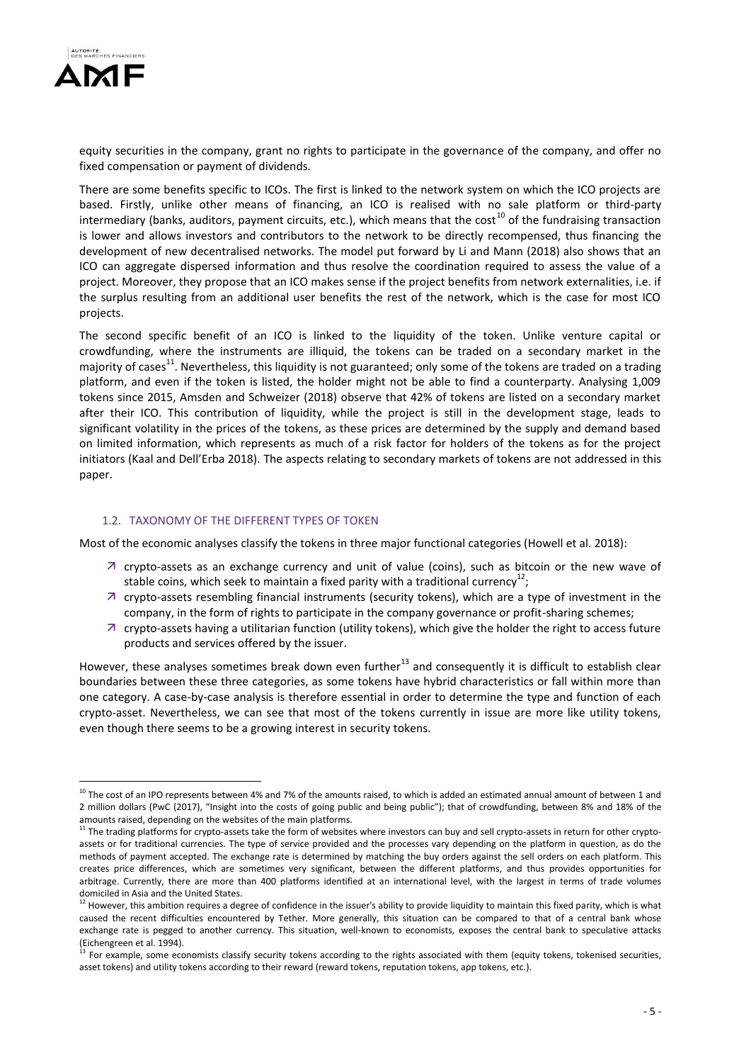equity securities in the company, grant no rights to participate in the governance of the company, and offer no fixed compensation or payment of dividends.

There are some benefits specific to ICOs. The first is linked to the network system on which the ICO projects are based. Firstly, unlike other means of financing, an ICO is realised with no sale platform or third-party intermediary (banks, auditors, payment circuits, etc.), which means that the cost[10] of the fundraising transaction is lower and allows investors and contributors to the network to be directly recompensed, thus financing the development of new decentralised networks. The model put forward by Li and Mann (2018) also shows that an ICO can aggregate dispersed information and thus resolve the coordination required to assess the value of a project. Moreover, they propose that an ICO makes sense if the project benefits from network externalities, i.e. if the surplus resulting from an additional user benefits the rest of the network, which is the case for most ICO projects.

The second specific benefit of an ICO is linked to the liquidity of the token. Unlike venture capital or crowdfunding, where the instruments are illiquid, the tokens can be traded on a secondary market in the majority of cases[11]. Nevertheless, this liquidity is not guaranteed; only some of the tokens are traded on a trading platform, and even if the token is listed, the holder might not be able to find a counterparty. Analysing 1,009 tokens since 2015, Amsden and Schweizer (2018) observe that 42% of tokens are listed on a secondary market after their ICO. This contribution of liquidity, while the project is still in the development stage, leads to significant volatility in the prices of the tokens, as these prices are determined by the supply and demand based on limited information, which represents as much of a risk factor for holders of the tokens as for the project initiators (Kaal and Dell'Erba 2018). The aspects relating to secondary markets of tokens are not addressed in this paper.

### 1.2. TAXONOMY OF THE DIFFERENT TYPES OF TOKEN

Most of the economic analyses classify the tokens in three major functional categories (Howell et al. 2018):

- crypto-assets as an exchange currency and unit of value (coins), such as bitcoin or the new wave of stable coins, which seek to maintain a fixed parity with a traditional currency[12];
- crypto-assets resembling financial instruments (security tokens), which are a type of investment in the company, in the form of rights to participate in the company governance or profit-sharing schemes;
- crypto-assets having a utilitarian function (utility tokens), which give the holder the right to access future products and services offered by the issuer.

However, these analyses sometimes break down even further[13] and consequently it is difficult to establish clear boundaries between these three categories, as some tokens have hybrid characteristics or fall within more than one category. A case-by-case analysis is therefore essential in order to determine the type and function of each crypto-asset. Nevertheless, we can see that most of the tokens currently in issue are more like utility tokens, even though there seems to be a growing interest in security tokens.

---

[10] The cost of an IPO represents between 4% and 7% of the amounts raised, to which is added an estimated annual amount of between 1 and 2 million dollars (PwC (2017), "Insight into the costs of going public and being public"); that of crowdfunding, between 8% and 18% of the amounts raised, depending on the websites of the main platforms.

[11] The trading platforms for crypto-assets take the form of websites where investors can buy and sell crypto-assets in return for other crypto-assets or for traditional currencies. The type of service provided and the processes vary depending on the platform in question, as do the methods of payment accepted. The exchange rate is determined by matching the buy orders against the sell orders on each platform. This creates price differences, which are sometimes very significant, between the different platforms, and thus provides opportunities for arbitrage. Currently, there are more than 400 platforms identified at an international level, with the largest in terms of trade volumes domiciled in Asia and the United States.

[12] However, this ambition requires a degree of confidence in the issuer's ability to provide liquidity to maintain this fixed parity, which is what caused the recent difficulties encountered by Tether. More generally, this situation can be compared to that of a central bank whose exchange rate is pegged to another currency. This situation, well-known to economists, exposes the central bank to speculative attacks (Eichengreen et al. 1994).

[13] For example, some economists classify security tokens according to the rights associated with them (equity tokens, tokenised securities, asset tokens) and utility tokens according to their reward (reward tokens, reputation tokens, app tokens, etc.).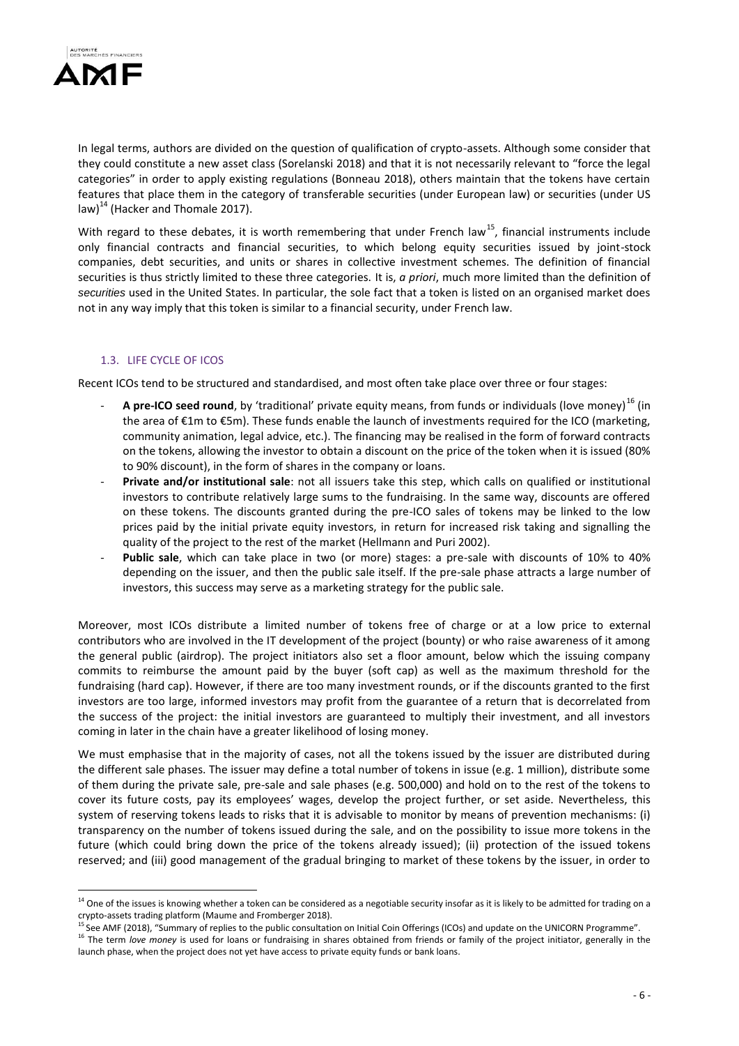In legal terms, authors are divided on the question of qualification of crypto-assets. Although some consider that they could constitute a new asset class (Sorelanski 2018) and that it is not necessarily relevant to "force the legal categories" in order to apply existing regulations (Bonneau 2018), others maintain that the tokens have certain features that place them in the category of transferable securities (under European law) or securities (under US law)[14] (Hacker and Thomale 2017).

With regard to these debates, it is worth remembering that under French law[15], financial instruments include only financial contracts and financial securities, to which belong equity securities issued by joint-stock companies, debt securities, and units or shares in collective investment schemes. The definition of financial securities is thus strictly limited to these three categories. It is, *a priori*, much more limited than the definition of *securities* used in the United States. In particular, the sole fact that a token is listed on an organised market does not in any way imply that this token is similar to a financial security, under French law.

### 1.3. LIFE CYCLE OF ICOS

Recent ICOs tend to be structured and standardised, and most often take place over three or four stages:

- **A pre-ICO seed round**, by 'traditional' private equity means, from funds or individuals (love money)[16] (in the area of €1m to €5m). These funds enable the launch of investments required for the ICO (marketing, community animation, legal advice, etc.). The financing may be realised in the form of forward contracts on the tokens, allowing the investor to obtain a discount on the price of the token when it is issued (80% to 90% discount), in the form of shares in the company or loans.
- **Private and/or institutional sale**: not all issuers take this step, which calls on qualified or institutional investors to contribute relatively large sums to the fundraising. In the same way, discounts are offered on these tokens. The discounts granted during the pre-ICO sales of tokens may be linked to the low prices paid by the initial private equity investors, in return for increased risk taking and signalling the quality of the project to the rest of the market (Hellmann and Puri 2002).
- **Public sale**, which can take place in two (or more) stages: a pre-sale with discounts of 10% to 40% depending on the issuer, and then the public sale itself. If the pre-sale phase attracts a large number of investors, this success may serve as a marketing strategy for the public sale.

Moreover, most ICOs distribute a limited number of tokens free of charge or at a low price to external contributors who are involved in the IT development of the project (bounty) or who raise awareness of it among the general public (airdrop). The project initiators also set a floor amount, below which the issuing company commits to reimburse the amount paid by the buyer (soft cap) as well as the maximum threshold for the fundraising (hard cap). However, if there are too many investment rounds, or if the discounts granted to the first investors are too large, informed investors may profit from the guarantee of a return that is decorrelated from the success of the project: the initial investors are guaranteed to multiply their investment, and all investors coming in later in the chain have a greater likelihood of losing money.

We must emphasise that in the majority of cases, not all the tokens issued by the issuer are distributed during the different sale phases. The issuer may define a total number of tokens in issue (e.g. 1 million), distribute some of them during the private sale, pre-sale and sale phases (e.g. 500,000) and hold on to the rest of the tokens to cover its future costs, pay its employees' wages, develop the project further, or set aside. Nevertheless, this system of reserving tokens leads to risks that it is advisable to monitor by means of prevention mechanisms: (i) transparency on the number of tokens issued during the sale, and on the possibility to issue more tokens in the future (which could bring down the price of the tokens already issued); (ii) protection of the issued tokens reserved; and (iii) good management of the gradual bringing to market of these tokens by the issuer, in order to

---

[14] One of the issues is knowing whether a token can be considered as a negotiable security insofar as it is likely to be admitted for trading on a crypto-assets trading platform (Maume and Fromberger 2018).

[15] See AMF (2018), "Summary of replies to the public consultation on Initial Coin Offerings (ICOs) and update on the UNICORN Programme".

[16] The term *love money* is used for loans or fundraising in shares obtained from friends or family of the project initiator, generally in the launch phase, when the project does not yet have access to private equity funds or bank loans.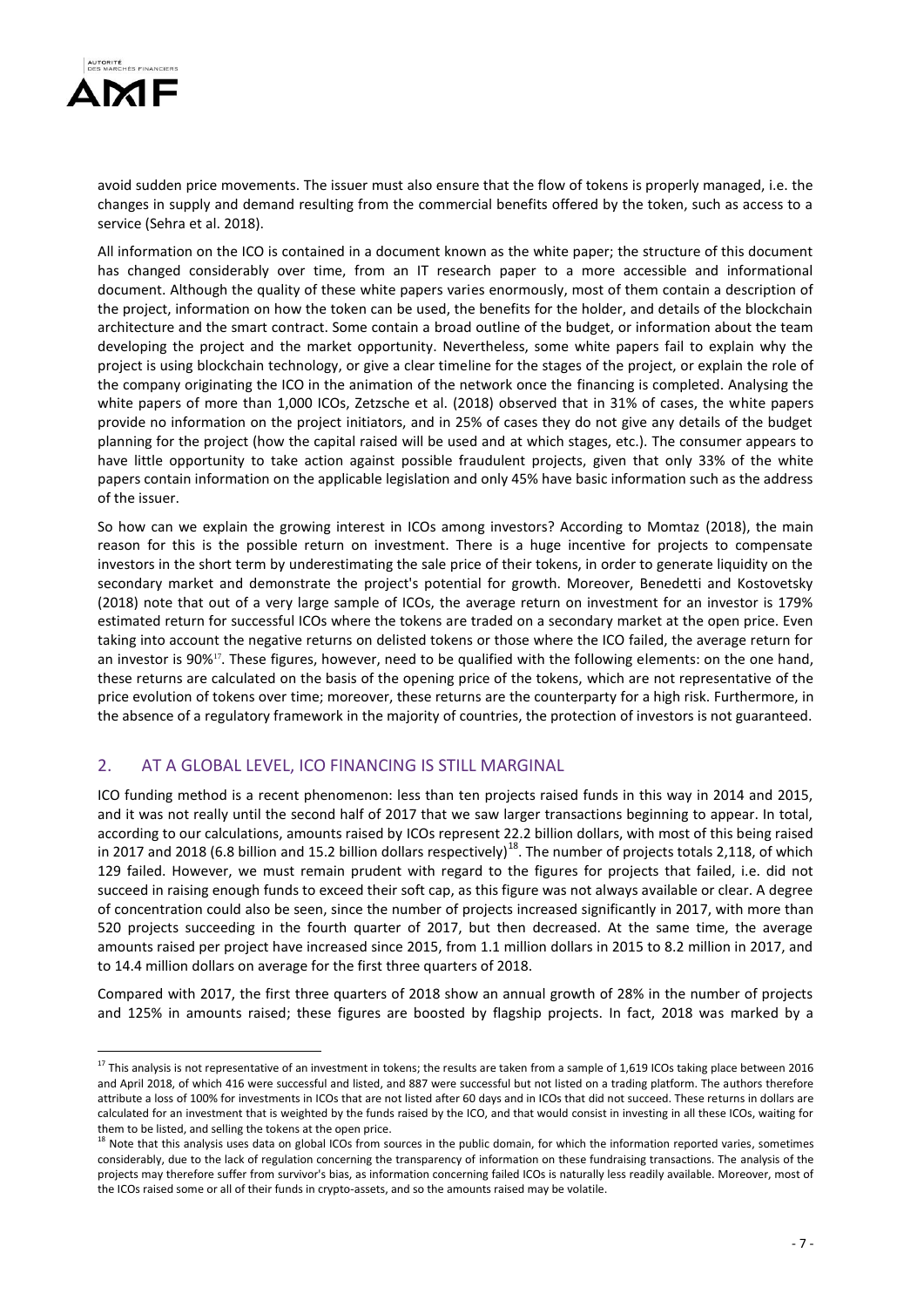avoid sudden price movements. The issuer must also ensure that the flow of tokens is properly managed, i.e. the changes in supply and demand resulting from the commercial benefits offered by the token, such as access to a service (Sehra et al. 2018).

All information on the ICO is contained in a document known as the white paper; the structure of this document has changed considerably over time, from an IT research paper to a more accessible and informational document. Although the quality of these white papers varies enormously, most of them contain a description of the project, information on how the token can be used, the benefits for the holder, and details of the blockchain architecture and the smart contract. Some contain a broad outline of the budget, or information about the team developing the project and the market opportunity. Nevertheless, some white papers fail to explain why the project is using blockchain technology, or give a clear timeline for the stages of the project, or explain the role of the company originating the ICO in the animation of the network once the financing is completed. Analysing the white papers of more than 1,000 ICOs, Zetzsche et al. (2018) observed that in 31% of cases, the white papers provide no information on the project initiators, and in 25% of cases they do not give any details of the budget planning for the project (how the capital raised will be used and at which stages, etc.). The consumer appears to have little opportunity to take action against possible fraudulent projects, given that only 33% of the white papers contain information on the applicable legislation and only 45% have basic information such as the address of the issuer.

So how can we explain the growing interest in ICOs among investors? According to Momtaz (2018), the main reason for this is the possible return on investment. There is a huge incentive for projects to compensate investors in the short term by underestimating the sale price of their tokens, in order to generate liquidity on the secondary market and demonstrate the project's potential for growth. Moreover, Benedetti and Kostovetsky (2018) note that out of a very large sample of ICOs, the average return on investment for an investor is 179% estimated return for successful ICOs where the tokens are traded on a secondary market at the open price. Even taking into account the negative returns on delisted tokens or those where the ICO failed, the average return for an investor is 90%[17]. These figures, however, need to be qualified with the following elements: on the one hand, these returns are calculated on the basis of the opening price of the tokens, which are not representative of the price evolution of tokens over time; moreover, these returns are the counterparty for a high risk. Furthermore, in the absence of a regulatory framework in the majority of countries, the protection of investors is not guaranteed.

## 2. AT A GLOBAL LEVEL, ICO FINANCING IS STILL MARGINAL

ICO funding method is a recent phenomenon: less than ten projects raised funds in this way in 2014 and 2015, and it was not really until the second half of 2017 that we saw larger transactions beginning to appear. In total, according to our calculations, amounts raised by ICOs represent 22.2 billion dollars, with most of this being raised in 2017 and 2018 (6.8 billion and 15.2 billion dollars respectively)[18]. The number of projects totals 2,118, of which 129 failed. However, we must remain prudent with regard to the figures for projects that failed, i.e. did not succeed in raising enough funds to exceed their soft cap, as this figure was not always available or clear. A degree of concentration could also be seen, since the number of projects increased significantly in 2017, with more than 520 projects succeeding in the fourth quarter of 2017, but then decreased. At the same time, the average amounts raised per project have increased since 2015, from 1.1 million dollars in 2015 to 8.2 million in 2017, and to 14.4 million dollars on average for the first three quarters of 2018.

Compared with 2017, the first three quarters of 2018 show an annual growth of 28% in the number of projects and 125% in amounts raised; these figures are boosted by flagship projects. In fact, 2018 was marked by a

---

[17] This analysis is not representative of an investment in tokens; the results are taken from a sample of 1,619 ICOs taking place between 2016 and April 2018, of which 416 were successful and listed, and 887 were successful but not listed on a trading platform. The authors therefore attribute a loss of 100% for investments in ICOs that are not listed after 60 days and in ICOs that did not succeed. These returns in dollars are calculated for an investment that is weighted by the funds raised by the ICO, and that would consist in investing in all these ICOs, waiting for them to be listed, and selling the tokens at the open price.

[18] Note that this analysis uses data on global ICOs from sources in the public domain, for which the information reported varies, sometimes considerably, due to the lack of regulation concerning the transparency of information on these fundraising transactions. The analysis of the projects may therefore suffer from survivor's bias, as information concerning failed ICOs is naturally less readily available. Moreover, most of the ICOs raised some or all of their funds in crypto-assets, and so the amounts raised may be volatile.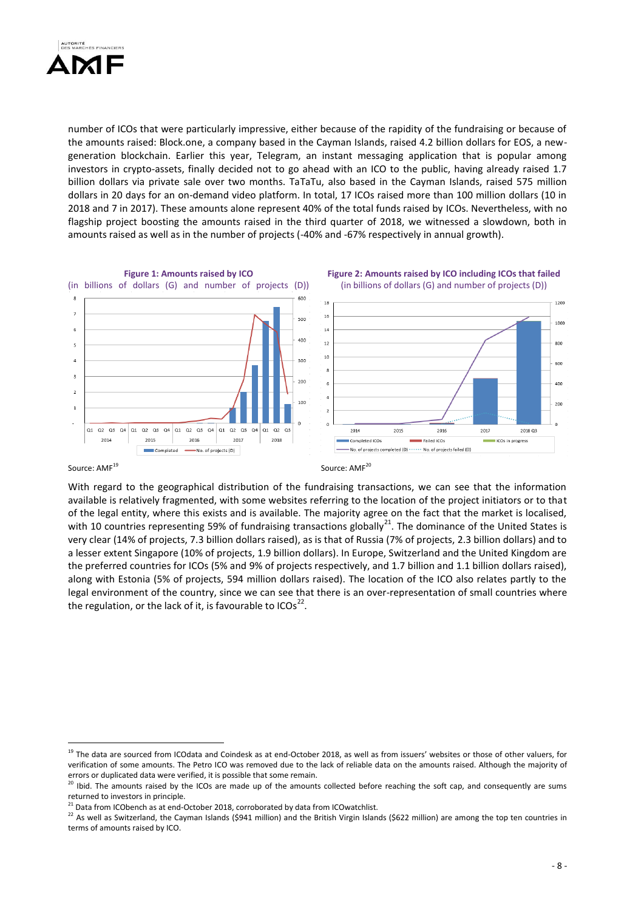number of ICOs that were particularly impressive, either because of the rapidity of the fundraising or because of the amounts raised: Block.one, a company based in the Cayman Islands, raised 4.2 billion dollars for EOS, a new-generation blockchain. Earlier this year, Telegram, an instant messaging application that is popular among investors in crypto-assets, finally decided not to go ahead with an ICO to the public, having already raised 1.7 billion dollars via private sale over two months. TaTaTu, also based in the Cayman Islands, raised 575 million dollars in 20 days for an on-demand video platform. In total, 17 ICOs raised more than 100 million dollars (10 in 2018 and 7 in 2017). These amounts alone represent 40% of the total funds raised by ICOs. Nevertheless, with no flagship project boosting the amounts raised in the third quarter of 2018, we witnessed a slowdown, both in amounts raised as well as in the number of projects (-40% and -67% respectively in annual growth).

**Figure 1: Amounts raised by ICO**
(in billions of dollars (G) and number of projects (D))

Source: AMF[19]

**Figure 2: Amounts raised by ICO including ICOs that failed**
(in billions of dollars (G) and number of projects (D))

Source: AMF[20]

With regard to the geographical distribution of the fundraising transactions, we can see that the information available is relatively fragmented, with some websites referring to the location of the project initiators or to that of the legal entity, where this exists and is available. The majority agree on the fact that the market is localised, with 10 countries representing 59% of fundraising transactions globally[21]. The dominance of the United States is very clear (14% of projects, 7.3 billion dollars raised), as is that of Russia (7% of projects, 2.3 billion dollars) and to a lesser extent Singapore (10% of projects, 1.9 billion dollars). In Europe, Switzerland and the United Kingdom are the preferred countries for ICOs (5% and 9% of projects respectively, and 1.7 billion and 1.1 billion dollars raised), along with Estonia (5% of projects, 594 million dollars raised). The location of the ICO also relates partly to the legal environment of the country, since we can see that there is an over-representation of small countries where the regulation, or the lack of it, is favourable to ICOs[22].

---

[19] The data are sourced from ICOdata and Coindesk as at end-October 2018, as well as from issuers' websites or those of other valuers, for verification of some amounts. The Petro ICO was removed due to the lack of reliable data on the amounts raised. Although the majority of errors or duplicated data were verified, it is possible that some remain.

[20] Ibid. The amounts raised by the ICOs are made up of the amounts collected before reaching the soft cap, and consequently are sums returned to investors in principle.

[21] Data from ICObench as at end-October 2018, corroborated by data from ICOwatchlist.

[22] As well as Switzerland, the Cayman Islands ($941 million) and the British Virgin Islands ($622 million) are among the top ten countries in terms of amounts raised by ICO.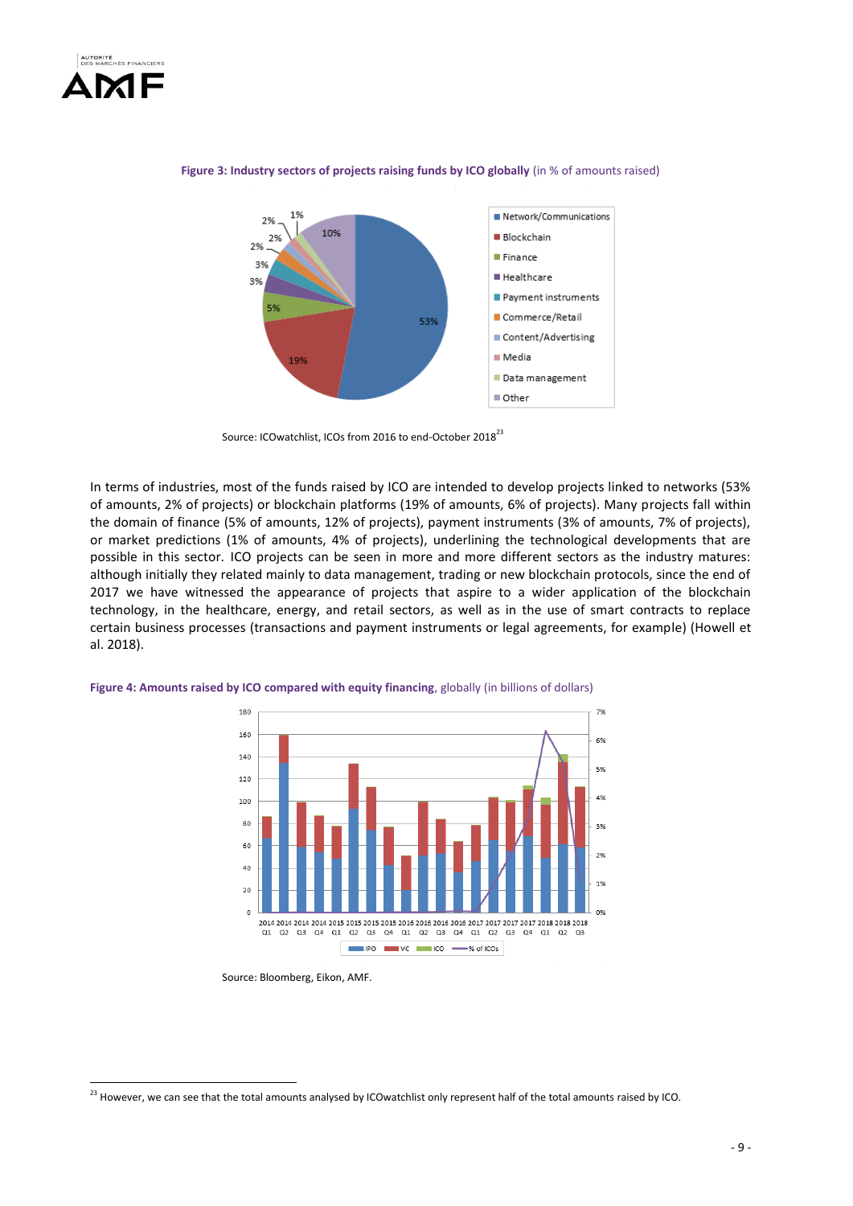**Figure 3: Industry sectors of projects raising funds by ICO globally** (in % of amounts raised)

Source: ICOwatchlist, ICOs from 2016 to end-October 2018[23]

In terms of industries, most of the funds raised by ICO are intended to develop projects linked to networks (53% of amounts, 2% of projects) or blockchain platforms (19% of amounts, 6% of projects). Many projects fall within the domain of finance (5% of amounts, 12% of projects), payment instruments (3% of amounts, 7% of projects), or market predictions (1% of amounts, 4% of projects), underlining the technological developments that are possible in this sector. ICO projects can be seen in more and more different sectors as the industry matures: although initially they related mainly to data management, trading or new blockchain protocols, since the end of 2017 we have witnessed the appearance of projects that aspire to a wider application of the blockchain technology, in the healthcare, energy, and retail sectors, as well as in the use of smart contracts to replace certain business processes (transactions and payment instruments or legal agreements, for example) (Howell et al. 2018).

**Figure 4: Amounts raised by ICO compared with equity financing**, globally (in billions of dollars)

Source: Bloomberg, Eikon, AMF.

[23] However, we can see that the total amounts analysed by ICOwatchlist only represent half of the total amounts raised by ICO.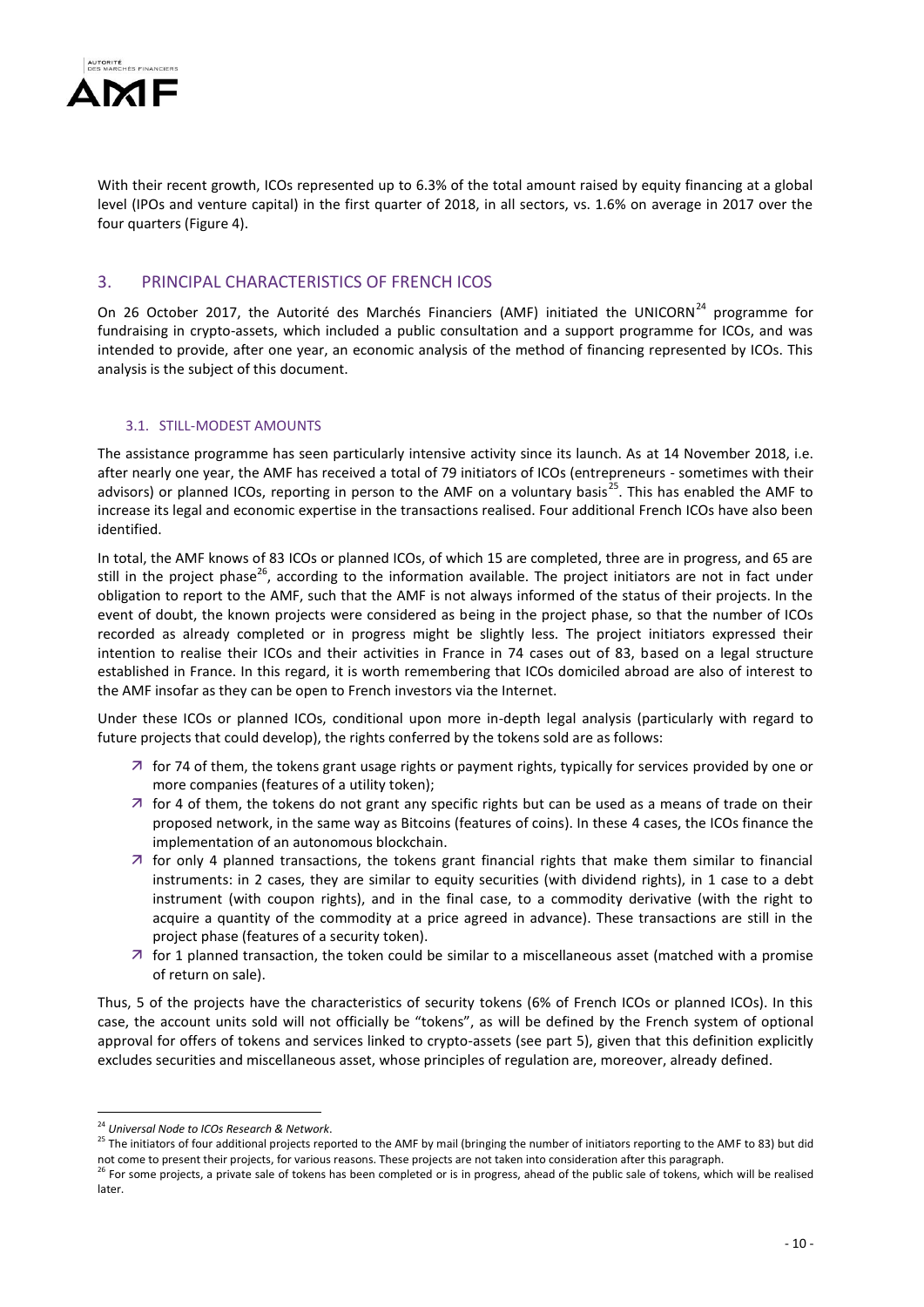With their recent growth, ICOs represented up to 6.3% of the total amount raised by equity financing at a global level (IPOs and venture capital) in the first quarter of 2018, in all sectors, vs. 1.6% on average in 2017 over the four quarters (Figure 4).

## 3. PRINCIPAL CHARACTERISTICS OF FRENCH ICOS

On 26 October 2017, the Autorité des Marchés Financiers (AMF) initiated the UNICORN[24] programme for fundraising in crypto-assets, which included a public consultation and a support programme for ICOs, and was intended to provide, after one year, an economic analysis of the method of financing represented by ICOs. This analysis is the subject of this document.

### 3.1. STILL-MODEST AMOUNTS

The assistance programme has seen particularly intensive activity since its launch. As at 14 November 2018, i.e. after nearly one year, the AMF has received a total of 79 initiators of ICOs (entrepreneurs - sometimes with their advisors) or planned ICOs, reporting in person to the AMF on a voluntary basis[25]. This has enabled the AMF to increase its legal and economic expertise in the transactions realised. Four additional French ICOs have also been identified.

In total, the AMF knows of 83 ICOs or planned ICOs, of which 15 are completed, three are in progress, and 65 are still in the project phase[26], according to the information available. The project initiators are not in fact under obligation to report to the AMF, such that the AMF is not always informed of the status of their projects. In the event of doubt, the known projects were considered as being in the project phase, so that the number of ICOs recorded as already completed or in progress might be slightly less. The project initiators expressed their intention to realise their ICOs and their activities in France in 74 cases out of 83, based on a legal structure established in France. In this regard, it is worth remembering that ICOs domiciled abroad are also of interest to the AMF insofar as they can be open to French investors via the Internet.

Under these ICOs or planned ICOs, conditional upon more in-depth legal analysis (particularly with regard to future projects that could develop), the rights conferred by the tokens sold are as follows:

- for 74 of them, the tokens grant usage rights or payment rights, typically for services provided by one or more companies (features of a utility token);
- for 4 of them, the tokens do not grant any specific rights but can be used as a means of trade on their proposed network, in the same way as Bitcoins (features of coins). In these 4 cases, the ICOs finance the implementation of an autonomous blockchain.
- for only 4 planned transactions, the tokens grant financial rights that make them similar to financial instruments: in 2 cases, they are similar to equity securities (with dividend rights), in 1 case to a debt instrument (with coupon rights), and in the final case, to a commodity derivative (with the right to acquire a quantity of the commodity at a price agreed in advance). These transactions are still in the project phase (features of a security token).
- for 1 planned transaction, the token could be similar to a miscellaneous asset (matched with a promise of return on sale).

Thus, 5 of the projects have the characteristics of security tokens (6% of French ICOs or planned ICOs). In this case, the account units sold will not officially be "tokens", as will be defined by the French system of optional approval for offers of tokens and services linked to crypto-assets (see part 5), given that this definition explicitly excludes securities and miscellaneous asset, whose principles of regulation are, moreover, already defined.

---

[24] *Universal Node to ICOs Research & Network*.

[25] The initiators of four additional projects reported to the AMF by mail (bringing the number of initiators reporting to the AMF to 83) but did not come to present their projects, for various reasons. These projects are not taken into consideration after this paragraph.

[26] For some projects, a private sale of tokens has been completed or is in progress, ahead of the public sale of tokens, which will be realised later.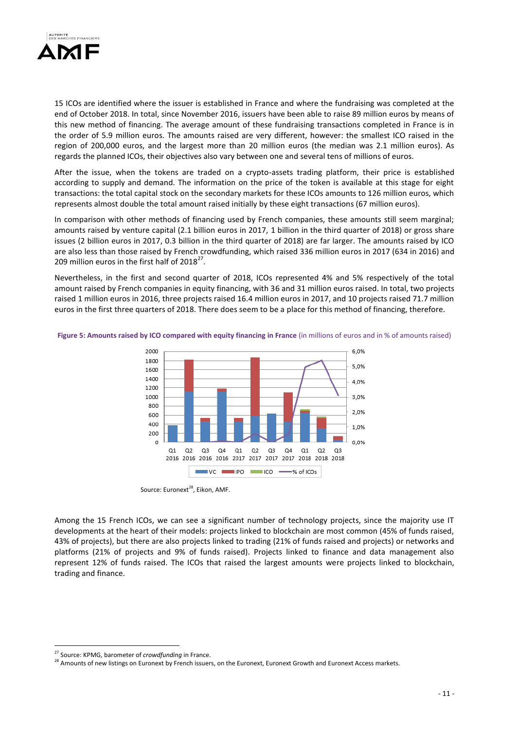15 ICOs are identified where the issuer is established in France and where the fundraising was completed at the end of October 2018. In total, since November 2016, issuers have been able to raise 89 million euros by means of this new method of financing. The average amount of these fundraising transactions completed in France is in the order of 5.9 million euros. The amounts raised are very different, however: the smallest ICO raised in the region of 200,000 euros, and the largest more than 20 million euros (the median was 2.1 million euros). As regards the planned ICOs, their objectives also vary between one and several tens of millions of euros.

After the issue, when the tokens are traded on a crypto-assets trading platform, their price is established according to supply and demand. The information on the price of the token is available at this stage for eight transactions: the total capital stock on the secondary markets for these ICOs amounts to 126 million euros, which represents almost double the total amount raised initially by these eight transactions (67 million euros).

In comparison with other methods of financing used by French companies, these amounts still seem marginal; amounts raised by venture capital (2.1 billion euros in 2017, 1 billion in the third quarter of 2018) or gross share issues (2 billion euros in 2017, 0.3 billion in the third quarter of 2018) are far larger. The amounts raised by ICO are also less than those raised by French crowdfunding, which raised 336 million euros in 2017 (634 in 2016) and 209 million euros in the first half of 2018[27].

Nevertheless, in the first and second quarter of 2018, ICOs represented 4% and 5% respectively of the total amount raised by French companies in equity financing, with 36 and 31 million euros raised. In total, two projects raised 1 million euros in 2016, three projects raised 16.4 million euros in 2017, and 10 projects raised 71.7 million euros in the first three quarters of 2018. There does seem to be a place for this method of financing, therefore.

**Figure 5: Amounts raised by ICO compared with equity financing in France** (in millions of euros and in % of amounts raised)

Source: Euronext[28], Eikon, AMF.

Among the 15 French ICOs, we can see a significant number of technology projects, since the majority use IT developments at the heart of their models: projects linked to blockchain are most common (45% of funds raised, 43% of projects), but there are also projects linked to trading (21% of funds raised and projects) or networks and platforms (21% of projects and 9% of funds raised). Projects linked to finance and data management also represent 12% of funds raised. The ICOs that raised the largest amounts were projects linked to blockchain, trading and finance.

[27] Source: KPMG, barometer of *crowdfunding* in France.

[28] Amounts of new listings on Euronext by French issuers, on the Euronext, Euronext Growth and Euronext Access markets.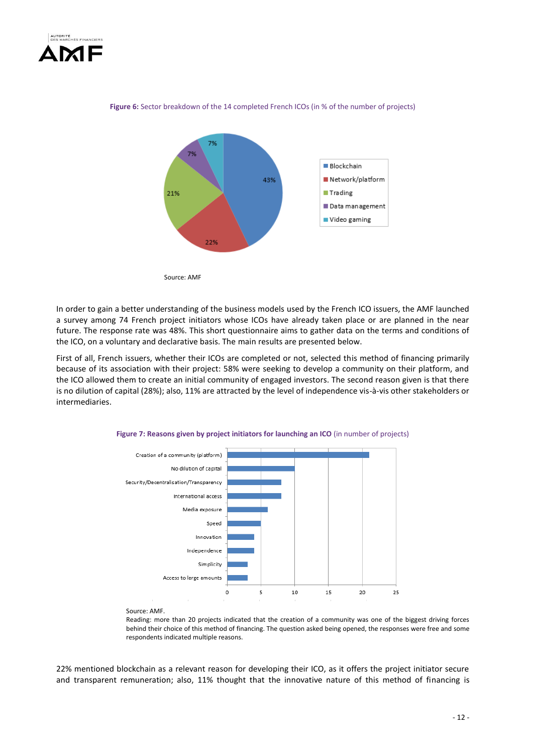**Figure 6:** Sector breakdown of the 14 completed French ICOs (in % of the number of projects)

Source: AMF

In order to gain a better understanding of the business models used by the French ICO issuers, the AMF launched a survey among 74 French project initiators whose ICOs have already taken place or are planned in the near future. The response rate was 48%. This short questionnaire aims to gather data on the terms and conditions of the ICO, on a voluntary and declarative basis. The main results are presented below.

First of all, French issuers, whether their ICOs are completed or not, selected this method of financing primarily because of its association with their project: 58% were seeking to develop a community on their platform, and the ICO allowed them to create an initial community of engaged investors. The second reason given is that there is no dilution of capital (28%); also, 11% are attracted by the level of independence vis-à-vis other stakeholders or intermediaries.

**Figure 7: Reasons given by project initiators for launching an ICO** (in number of projects)

Source: AMF.

Reading: more than 20 projects indicated that the creation of a community was one of the biggest driving forces behind their choice of this method of financing. The question asked being opened, the responses were free and some respondents indicated multiple reasons.

22% mentioned blockchain as a relevant reason for developing their ICO, as it offers the project initiator secure and transparent remuneration; also, 11% thought that the innovative nature of this method of financing is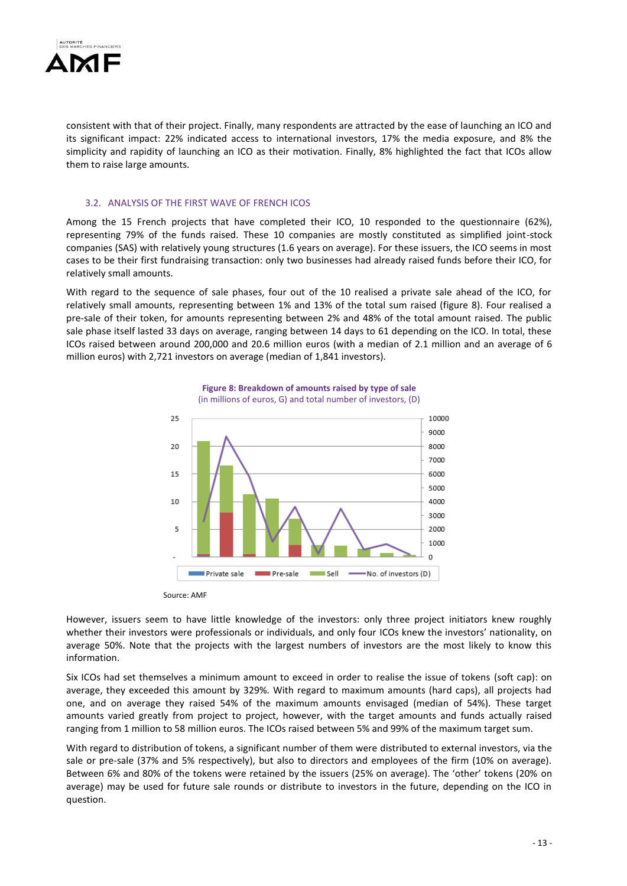consistent with that of their project. Finally, many respondents are attracted by the ease of launching an ICO and its significant impact: 22% indicated access to international investors, 17% the media exposure, and 8% the simplicity and rapidity of launching an ICO as their motivation. Finally, 8% highlighted the fact that ICOs allow them to raise large amounts.

### 3.2. ANALYSIS OF THE FIRST WAVE OF FRENCH ICOS

Among the 15 French projects that have completed their ICO, 10 responded to the questionnaire (62%), representing 79% of the funds raised. These 10 companies are mostly constituted as simplified joint-stock companies (SAS) with relatively young structures (1.6 years on average). For these issuers, the ICO seems in most cases to be their first fundraising transaction: only two businesses had already raised funds before their ICO, for relatively small amounts.

With regard to the sequence of sale phases, four out of the 10 realised a private sale ahead of the ICO, for relatively small amounts, representing between 1% and 13% of the total sum raised (figure 8). Four realised a pre-sale of their token, for amounts representing between 2% and 48% of the total amount raised. The public sale phase itself lasted 33 days on average, ranging between 14 days to 61 depending on the ICO. In total, these ICOs raised between around 200,000 and 20.6 million euros (with a median of 2.1 million and an average of 6 million euros) with 2,721 investors on average (median of 1,841 investors).

**Figure 8: Breakdown of amounts raised by type of sale**
(in millions of euros, G) and total number of investors, (D)

Source: AMF

However, issuers seem to have little knowledge of the investors: only three project initiators knew roughly whether their investors were professionals or individuals, and only four ICOs knew the investors' nationality, on average 50%. Note that the projects with the largest numbers of investors are the most likely to know this information.

Six ICOs had set themselves a minimum amount to exceed in order to realise the issue of tokens (soft cap): on average, they exceeded this amount by 329%. With regard to maximum amounts (hard caps), all projects had one, and on average they raised 54% of the maximum amounts envisaged (median of 54%). These target amounts varied greatly from project to project, however, with the target amounts and funds actually raised ranging from 1 million to 58 million euros. The ICOs raised between 5% and 99% of the maximum target sum.

With regard to distribution of tokens, a significant number of them were distributed to external investors, via the sale or pre-sale (37% and 5% respectively), but also to directors and employees of the firm (10% on average). Between 6% and 80% of the tokens were retained by the issuers (25% on average). The 'other' tokens (20% on average) may be used for future sale rounds or distribute to investors in the future, depending on the ICO in question.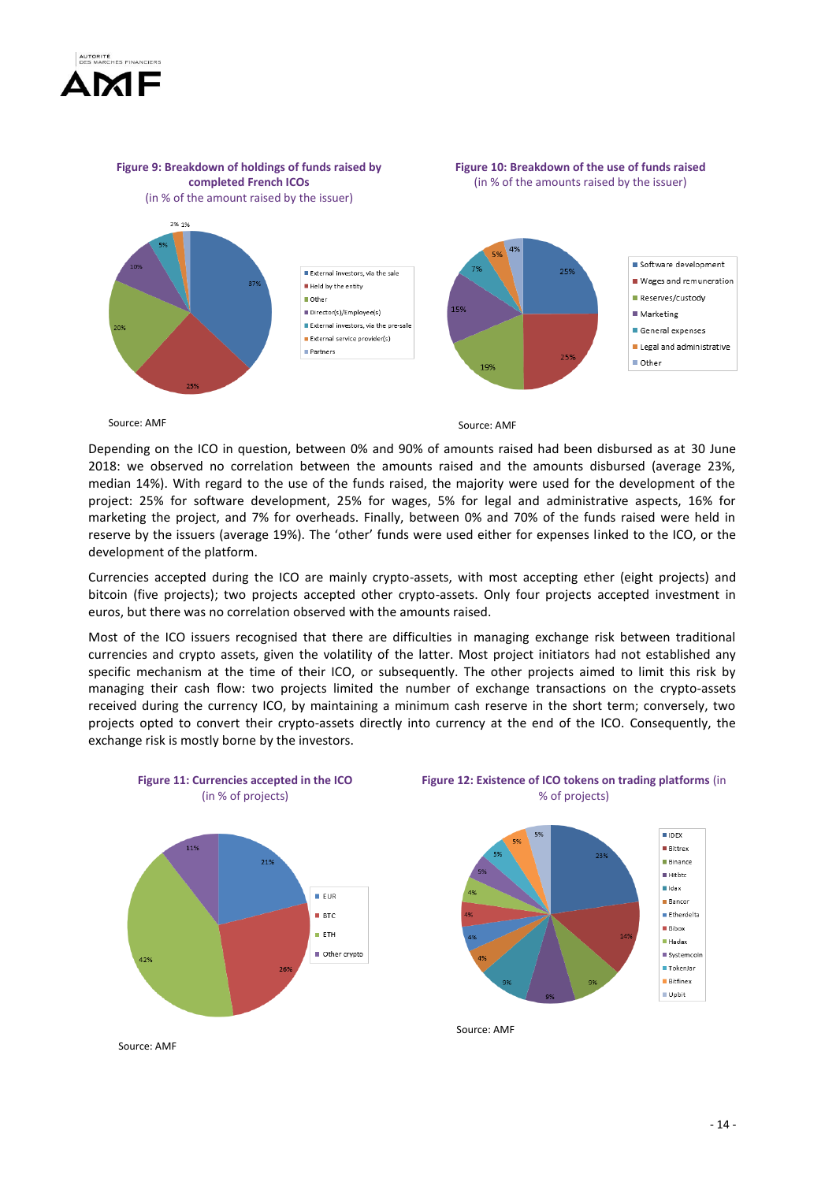**Figure 9: Breakdown of holdings of funds raised by completed French ICOs**
(in % of the amount raised by the issuer)

Source: AMF

**Figure 10: Breakdown of the use of funds raised**
(in % of the amounts raised by the issuer)

Source: AMF

Depending on the ICO in question, between 0% and 90% of amounts raised had been disbursed as at 30 June 2018: we observed no correlation between the amounts raised and the amounts disbursed (average 23%, median 14%). With regard to the use of the funds raised, the majority were used for the development of the project: 25% for software development, 25% for wages, 5% for legal and administrative aspects, 16% for marketing the project, and 7% for overheads. Finally, between 0% and 70% of the funds raised were held in reserve by the issuers (average 19%). The 'other' funds were used either for expenses linked to the ICO, or the development of the platform.

Currencies accepted during the ICO are mainly crypto-assets, with most accepting ether (eight projects) and bitcoin (five projects); two projects accepted other crypto-assets. Only four projects accepted investment in euros, but there was no correlation observed with the amounts raised.

Most of the ICO issuers recognised that there are difficulties in managing exchange risk between traditional currencies and crypto assets, given the volatility of the latter. Most project initiators had not established any specific mechanism at the time of their ICO, or subsequently. The other projects aimed to limit this risk by managing their cash flow: two projects limited the number of exchange transactions on the crypto-assets received during the currency ICO, by maintaining a minimum cash reserve in the short term; conversely, two projects opted to convert their crypto-assets directly into currency at the end of the ICO. Consequently, the exchange risk is mostly borne by the investors.

**Figure 11: Currencies accepted in the ICO**
(in % of projects)

Source: AMF

**Figure 12: Existence of ICO tokens on trading platforms** (in % of projects)

Source: AMF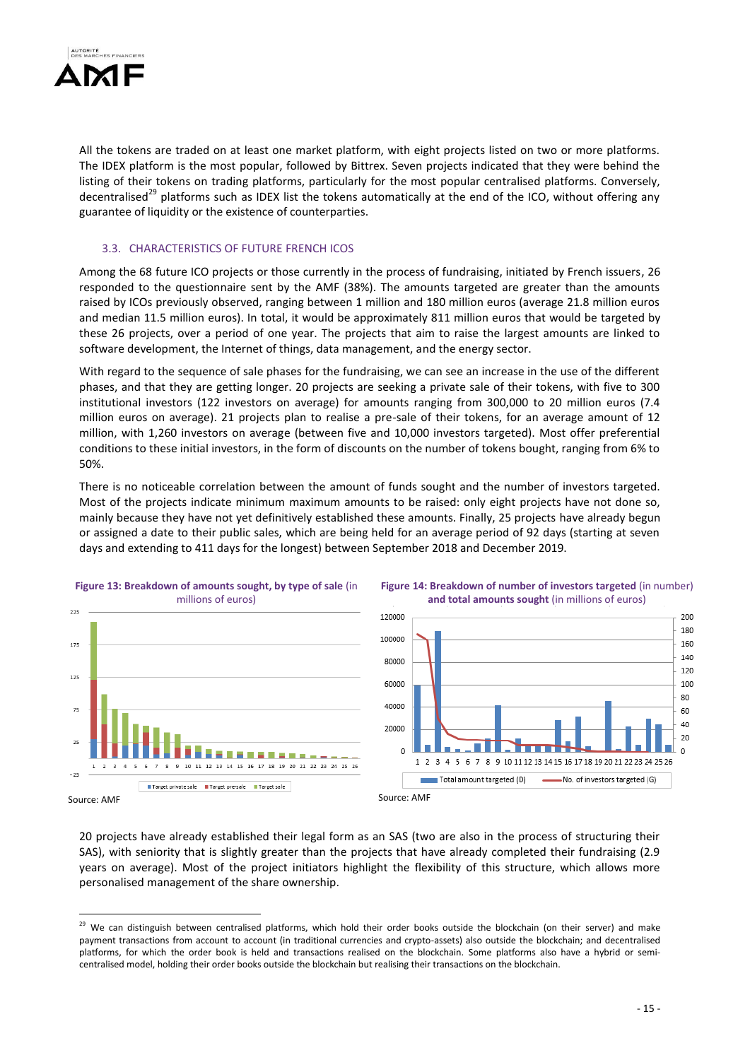All the tokens are traded on at least one market platform, with eight projects listed on two or more platforms. The IDEX platform is the most popular, followed by Bittrex. Seven projects indicated that they were behind the listing of their tokens on trading platforms, particularly for the most popular centralised platforms. Conversely, decentralised[29] platforms such as IDEX list the tokens automatically at the end of the ICO, without offering any guarantee of liquidity or the existence of counterparties.

## 3.3. CHARACTERISTICS OF FUTURE FRENCH ICOS

Among the 68 future ICO projects or those currently in the process of fundraising, initiated by French issuers, 26 responded to the questionnaire sent by the AMF (38%). The amounts targeted are greater than the amounts raised by ICOs previously observed, ranging between 1 million and 180 million euros (average 21.8 million euros and median 11.5 million euros). In total, it would be approximately 811 million euros that would be targeted by these 26 projects, over a period of one year. The projects that aim to raise the largest amounts are linked to software development, the Internet of things, data management, and the energy sector.

With regard to the sequence of sale phases for the fundraising, we can see an increase in the use of the different phases, and that they are getting longer. 20 projects are seeking a private sale of their tokens, with five to 300 institutional investors (122 investors on average) for amounts ranging from 300,000 to 20 million euros (7.4 million euros on average). 21 projects plan to realise a pre-sale of their tokens, for an average amount of 12 million, with 1,260 investors on average (between five and 10,000 investors targeted). Most offer preferential conditions to these initial investors, in the form of discounts on the number of tokens bought, ranging from 6% to 50%.

There is no noticeable correlation between the amount of funds sought and the number of investors targeted. Most of the projects indicate minimum maximum amounts to be raised: only eight projects have not done so, mainly because they have not yet definitively established these amounts. Finally, 25 projects have already begun or assigned a date to their public sales, which are being held for an average period of 92 days (starting at seven days and extending to 411 days for the longest) between September 2018 and December 2019.

**Figure 13: Breakdown of amounts sought, by type of sale** (in millions of euros)

Source: AMF

**Figure 14: Breakdown of number of investors targeted** (in number) **and total amounts sought** (in millions of euros)

Source: AMF

20 projects have already established their legal form as an SAS (two are also in the process of structuring their SAS), with seniority that is slightly greater than the projects that have already completed their fundraising (2.9 years on average). Most of the project initiators highlight the flexibility of this structure, which allows more personalised management of the share ownership.

---

[29] We can distinguish between centralised platforms, which hold their order books outside the blockchain (on their server) and make payment transactions from account to account (in traditional currencies and crypto-assets) also outside the blockchain; and decentralised platforms, for which the order book is held and transactions realised on the blockchain. Some platforms also have a hybrid or semi-centralised model, holding their order books outside the blockchain but realising their transactions on the blockchain.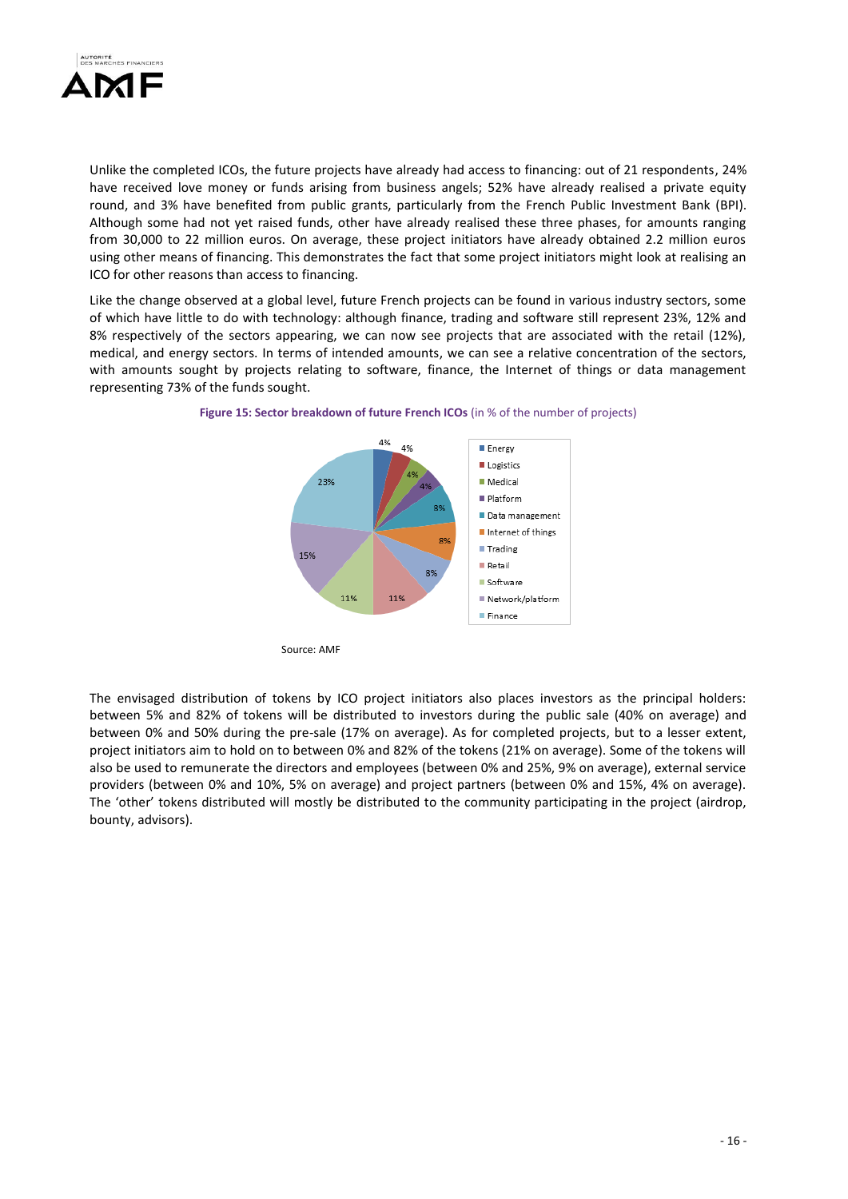Unlike the completed ICOs, the future projects have already had access to financing: out of 21 respondents, 24% have received love money or funds arising from business angels; 52% have already realised a private equity round, and 3% have benefited from public grants, particularly from the French Public Investment Bank (BPI). Although some had not yet raised funds, other have already realised these three phases, for amounts ranging from 30,000 to 22 million euros. On average, these project initiators have already obtained 2.2 million euros using other means of financing. This demonstrates the fact that some project initiators might look at realising an ICO for other reasons than access to financing.

Like the change observed at a global level, future French projects can be found in various industry sectors, some of which have little to do with technology: although finance, trading and software still represent 23%, 12% and 8% respectively of the sectors appearing, we can now see projects that are associated with the retail (12%), medical, and energy sectors. In terms of intended amounts, we can see a relative concentration of the sectors, with amounts sought by projects relating to software, finance, the Internet of things or data management representing 73% of the funds sought.

**Figure 15: Sector breakdown of future French ICOs** (in % of the number of projects)

| Sector | % |
|---|---|
| Energy | 4% |
| Logistics | 4% |
| Medical | 4% |
| Platform | 4% |
| Data management | 8% |
| Internet of things | 8% |
| Trading | 8% |
| Retail | 11% |
| Software | 11% |
| Network/platform | 15% |
| Finance | 23% |

Source: AMF

The envisaged distribution of tokens by ICO project initiators also places investors as the principal holders: between 5% and 82% of tokens will be distributed to investors during the public sale (40% on average) and between 0% and 50% during the pre-sale (17% on average). As for completed projects, but to a lesser extent, project initiators aim to hold on to between 0% and 82% of the tokens (21% on average). Some of the tokens will also be used to remunerate the directors and employees (between 0% and 25%, 9% on average), external service providers (between 0% and 10%, 5% on average) and project partners (between 0% and 15%, 4% on average). The 'other' tokens distributed will mostly be distributed to the community participating in the project (airdrop, bounty, advisors).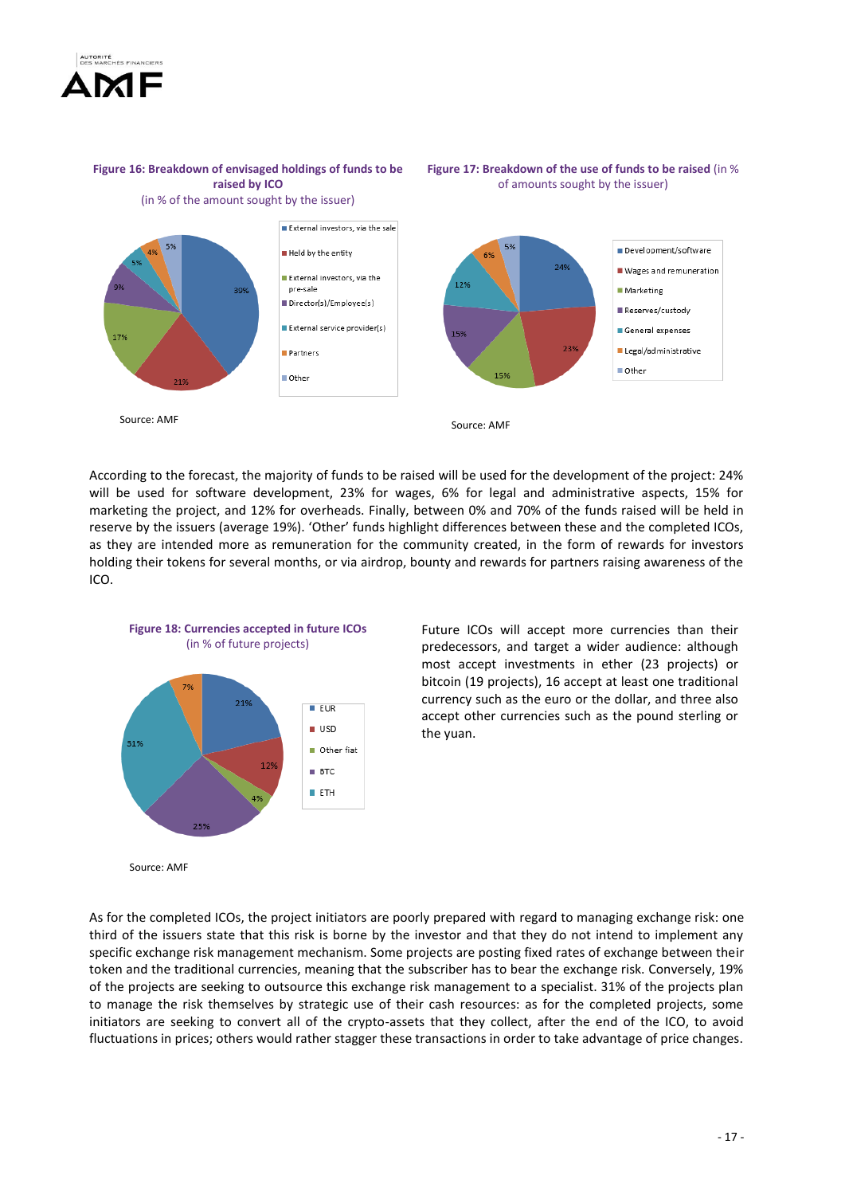**Figure 16: Breakdown of envisaged holdings of funds to be raised by ICO**
(in % of the amount sought by the issuer)

| Category | % |
|---|---|
| External investors, via the sale | 39% |
| Held by the entity | 21% |
| External investors, via the pre-sale | 17% |
| Director(s)/Employee(s) | 9% |
| External service provider(s) | 5% |
| Partners | 4% |
| Other | 5% |

Source: AMF

**Figure 17: Breakdown of the use of funds to be raised** (in % of amounts sought by the issuer)

| Category | % |
|---|---|
| Development/software | 24% |
| Wages and remuneration | 23% |
| Marketing | 15% |
| Reserves/custody | 15% |
| General expenses | 12% |
| Legal/administrative | 6% |
| Other | 5% |

Source: AMF

According to the forecast, the majority of funds to be raised will be used for the development of the project: 24% will be used for software development, 23% for wages, 6% for legal and administrative aspects, 15% for marketing the project, and 12% for overheads. Finally, between 0% and 70% of the funds raised will be held in reserve by the issuers (average 19%). 'Other' funds highlight differences between these and the completed ICOs, as they are intended more as remuneration for the community created, in the form of rewards for investors holding their tokens for several months, or via airdrop, bounty and rewards for partners raising awareness of the ICO.

**Figure 18: Currencies accepted in future ICOs**
(in % of future projects)

| Currency | % |
|---|---|
| EUR | 21% |
| USD | 12% |
| Other fiat | 4% |
| BTC | 25% |
| ETH | 31% |
| (unlabelled) | 7% |

Source: AMF

Future ICOs will accept more currencies than their predecessors, and target a wider audience: although most accept investments in ether (23 projects) or bitcoin (19 projects), 16 accept at least one traditional currency such as the euro or the dollar, and three also accept other currencies such as the pound sterling or the yuan.

As for the completed ICOs, the project initiators are poorly prepared with regard to managing exchange risk: one third of the issuers state that this risk is borne by the investor and that they do not intend to implement any specific exchange risk management mechanism. Some projects are posting fixed rates of exchange between their token and the traditional currencies, meaning that the subscriber has to bear the exchange risk. Conversely, 19% of the projects are seeking to outsource this exchange risk management to a specialist. 31% of the projects plan to manage the risk themselves by strategic use of their cash resources: as for the completed projects, some initiators are seeking to convert all of the crypto-assets that they collect, after the end of the ICO, to avoid fluctuations in prices; others would rather stagger these transactions in order to take advantage of price changes.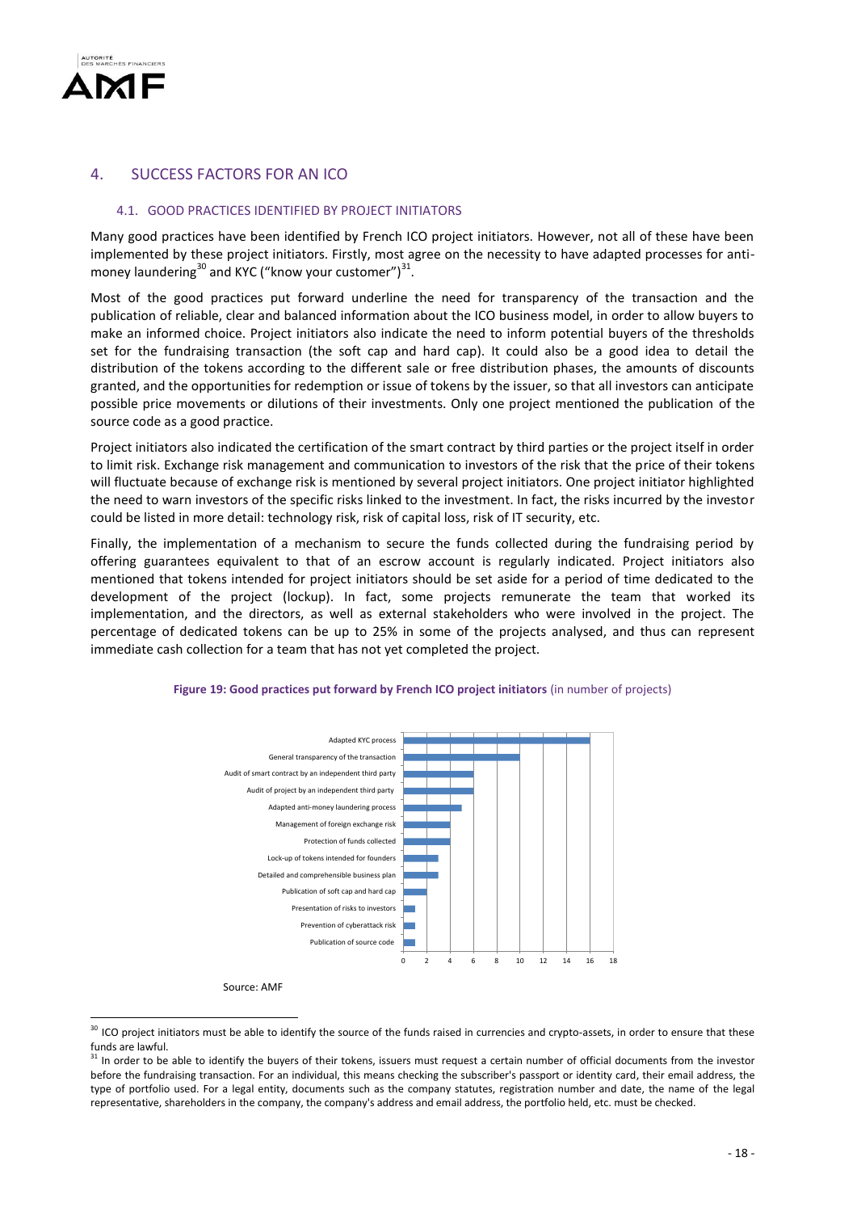## 4. SUCCESS FACTORS FOR AN ICO

### 4.1. GOOD PRACTICES IDENTIFIED BY PROJECT INITIATORS

Many good practices have been identified by French ICO project initiators. However, not all of these have been implemented by these project initiators. Firstly, most agree on the necessity to have adapted processes for anti-money laundering[30] and KYC ("know your customer")[31].

Most of the good practices put forward underline the need for transparency of the transaction and the publication of reliable, clear and balanced information about the ICO business model, in order to allow buyers to make an informed choice. Project initiators also indicate the need to inform potential buyers of the thresholds set for the fundraising transaction (the soft cap and hard cap). It could also be a good idea to detail the distribution of the tokens according to the different sale or free distribution phases, the amounts of discounts granted, and the opportunities for redemption or issue of tokens by the issuer, so that all investors can anticipate possible price movements or dilutions of their investments. Only one project mentioned the publication of the source code as a good practice.

Project initiators also indicated the certification of the smart contract by third parties or the project itself in order to limit risk. Exchange risk management and communication to investors of the risk that the price of their tokens will fluctuate because of exchange risk is mentioned by several project initiators. One project initiator highlighted the need to warn investors of the specific risks linked to the investment. In fact, the risks incurred by the investor could be listed in more detail: technology risk, risk of capital loss, risk of IT security, etc.

Finally, the implementation of a mechanism to secure the funds collected during the fundraising period by offering guarantees equivalent to that of an escrow account is regularly indicated. Project initiators also mentioned that tokens intended for project initiators should be set aside for a period of time dedicated to the development of the project (lockup). In fact, some projects remunerate the team that worked its implementation, and the directors, as well as external stakeholders who were involved in the project. The percentage of dedicated tokens can be up to 25% in some of the projects analysed, and thus can represent immediate cash collection for a team that has not yet completed the project.

**Figure 19: Good practices put forward by French ICO project initiators** (in number of projects)

| Good practice | Number of projects |
|---|---|
| Adapted KYC process | 16 |
| General transparency of the transaction | 10 |
| Audit of smart contract by an independent third party | 6 |
| Audit of project by an independent third party | 6 |
| Adapted anti-money laundering process | 5 |
| Management of foreign exchange risk | 4 |
| Protection of funds collected | 4 |
| Lock-up of tokens intended for founders | 3 |
| Detailed and comprehensible business plan | 3 |
| Publication of soft cap and hard cap | 2 |
| Presentation of risks to investors | 1 |
| Prevention of cyberattack risk | 1 |
| Publication of source code | 1 |

Source: AMF

---

[30] ICO project initiators must be able to identify the source of the funds raised in currencies and crypto-assets, in order to ensure that these funds are lawful.

[31] In order to be able to identify the buyers of their tokens, issuers must request a certain number of official documents from the investor before the fundraising transaction. For an individual, this means checking the subscriber's passport or identity card, their email address, the type of portfolio used. For a legal entity, documents such as the company statutes, registration number and date, the name of the legal representative, shareholders in the company, the company's address and email address, the portfolio held, etc. must be checked.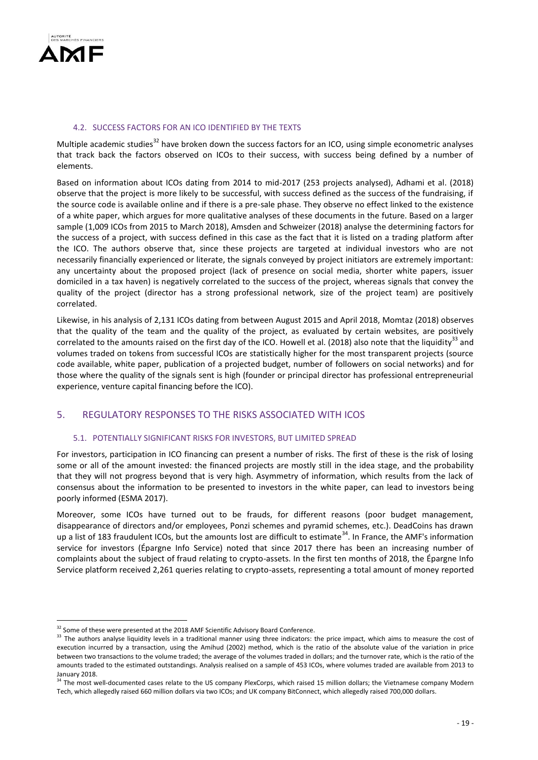### 4.2. SUCCESS FACTORS FOR AN ICO IDENTIFIED BY THE TEXTS

Multiple academic studies[32] have broken down the success factors for an ICO, using simple econometric analyses that track back the factors observed on ICOs to their success, with success being defined by a number of elements.

Based on information about ICOs dating from 2014 to mid-2017 (253 projects analysed), Adhami et al. (2018) observe that the project is more likely to be successful, with success defined as the success of the fundraising, if the source code is available online and if there is a pre-sale phase. They observe no effect linked to the existence of a white paper, which argues for more qualitative analyses of these documents in the future. Based on a larger sample (1,009 ICOs from 2015 to March 2018), Amsden and Schweizer (2018) analyse the determining factors for the success of a project, with success defined in this case as the fact that it is listed on a trading platform after the ICO. The authors observe that, since these projects are targeted at individual investors who are not necessarily financially experienced or literate, the signals conveyed by project initiators are extremely important: any uncertainty about the proposed project (lack of presence on social media, shorter white papers, issuer domiciled in a tax haven) is negatively correlated to the success of the project, whereas signals that convey the quality of the project (director has a strong professional network, size of the project team) are positively correlated.

Likewise, in his analysis of 2,131 ICOs dating from between August 2015 and April 2018, Momtaz (2018) observes that the quality of the team and the quality of the project, as evaluated by certain websites, are positively correlated to the amounts raised on the first day of the ICO. Howell et al. (2018) also note that the liquidity[33] and volumes traded on tokens from successful ICOs are statistically higher for the most transparent projects (source code available, white paper, publication of a projected budget, number of followers on social networks) and for those where the quality of the signals sent is high (founder or principal director has professional entrepreneurial experience, venture capital financing before the ICO).

## 5. REGULATORY RESPONSES TO THE RISKS ASSOCIATED WITH ICOS

### 5.1. POTENTIALLY SIGNIFICANT RISKS FOR INVESTORS, BUT LIMITED SPREAD

For investors, participation in ICO financing can present a number of risks. The first of these is the risk of losing some or all of the amount invested: the financed projects are mostly still in the idea stage, and the probability that they will not progress beyond that is very high. Asymmetry of information, which results from the lack of consensus about the information to be presented to investors in the white paper, can lead to investors being poorly informed (ESMA 2017).

Moreover, some ICOs have turned out to be frauds, for different reasons (poor budget management, disappearance of directors and/or employees, Ponzi schemes and pyramid schemes, etc.). DeadCoins has drawn up a list of 183 fraudulent ICOs, but the amounts lost are difficult to estimate[34]. In France, the AMF's information service for investors (Épargne Info Service) noted that since 2017 there has been an increasing number of complaints about the subject of fraud relating to crypto-assets. In the first ten months of 2018, the Épargne Info Service platform received 2,261 queries relating to crypto-assets, representing a total amount of money reported

---

[32] Some of these were presented at the 2018 AMF Scientific Advisory Board Conference.

[33] The authors analyse liquidity levels in a traditional manner using three indicators: the price impact, which aims to measure the cost of execution incurred by a transaction, using the Amihud (2002) method, which is the ratio of the absolute value of the variation in price between two transactions to the volume traded; the average of the volumes traded in dollars; and the turnover rate, which is the ratio of the amounts traded to the estimated outstandings. Analysis realised on a sample of 453 ICOs, where volumes traded are available from 2013 to January 2018.

[34] The most well-documented cases relate to the US company PlexCorps, which raised 15 million dollars; the Vietnamese company Modern Tech, which allegedly raised 660 million dollars via two ICOs; and UK company BitConnect, which allegedly raised 700,000 dollars.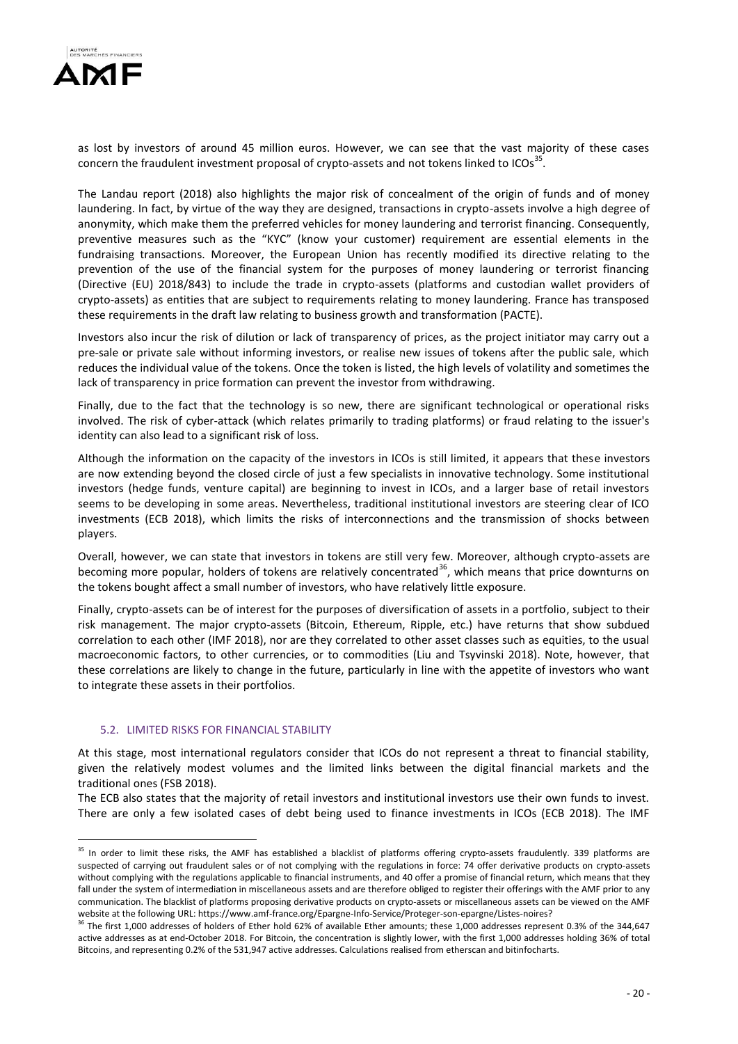as lost by investors of around 45 million euros. However, we can see that the vast majority of these cases concern the fraudulent investment proposal of crypto-assets and not tokens linked to ICOs[35].

The Landau report (2018) also highlights the major risk of concealment of the origin of funds and of money laundering. In fact, by virtue of the way they are designed, transactions in crypto-assets involve a high degree of anonymity, which make them the preferred vehicles for money laundering and terrorist financing. Consequently, preventive measures such as the "KYC" (know your customer) requirement are essential elements in the fundraising transactions. Moreover, the European Union has recently modified its directive relating to the prevention of the use of the financial system for the purposes of money laundering or terrorist financing (Directive (EU) 2018/843) to include the trade in crypto-assets (platforms and custodian wallet providers of crypto-assets) as entities that are subject to requirements relating to money laundering. France has transposed these requirements in the draft law relating to business growth and transformation (PACTE).

Investors also incur the risk of dilution or lack of transparency of prices, as the project initiator may carry out a pre-sale or private sale without informing investors, or realise new issues of tokens after the public sale, which reduces the individual value of the tokens. Once the token is listed, the high levels of volatility and sometimes the lack of transparency in price formation can prevent the investor from withdrawing.

Finally, due to the fact that the technology is so new, there are significant technological or operational risks involved. The risk of cyber-attack (which relates primarily to trading platforms) or fraud relating to the issuer's identity can also lead to a significant risk of loss.

Although the information on the capacity of the investors in ICOs is still limited, it appears that these investors are now extending beyond the closed circle of just a few specialists in innovative technology. Some institutional investors (hedge funds, venture capital) are beginning to invest in ICOs, and a larger base of retail investors seems to be developing in some areas. Nevertheless, traditional institutional investors are steering clear of ICO investments (ECB 2018), which limits the risks of interconnections and the transmission of shocks between players.

Overall, however, we can state that investors in tokens are still very few. Moreover, although crypto-assets are becoming more popular, holders of tokens are relatively concentrated[36], which means that price downturns on the tokens bought affect a small number of investors, who have relatively little exposure.

Finally, crypto-assets can be of interest for the purposes of diversification of assets in a portfolio, subject to their risk management. The major crypto-assets (Bitcoin, Ethereum, Ripple, etc.) have returns that show subdued correlation to each other (IMF 2018), nor are they correlated to other asset classes such as equities, to the usual macroeconomic factors, to other currencies, or to commodities (Liu and Tsyvinski 2018). Note, however, that these correlations are likely to change in the future, particularly in line with the appetite of investors who want to integrate these assets in their portfolios.

### 5.2. LIMITED RISKS FOR FINANCIAL STABILITY

At this stage, most international regulators consider that ICOs do not represent a threat to financial stability, given the relatively modest volumes and the limited links between the digital financial markets and the traditional ones (FSB 2018).

The ECB also states that the majority of retail investors and institutional investors use their own funds to invest. There are only a few isolated cases of debt being used to finance investments in ICOs (ECB 2018). The IMF

---

[35] In order to limit these risks, the AMF has established a blacklist of platforms offering crypto-assets fraudulently. 339 platforms are suspected of carrying out fraudulent sales or of not complying with the regulations in force: 74 offer derivative products on crypto-assets without complying with the regulations applicable to financial instruments, and 40 offer a promise of financial return, which means that they fall under the system of intermediation in miscellaneous assets and are therefore obliged to register their offerings with the AMF prior to any communication. The blacklist of platforms proposing derivative products on crypto-assets or miscellaneous assets can be viewed on the AMF website at the following URL: https://www.amf-france.org/Epargne-Info-Service/Proteger-son-epargne/Listes-noires?

[36] The first 1,000 addresses of holders of Ether hold 62% of available Ether amounts; these 1,000 addresses represent 0.3% of the 344,647 active addresses as at end-October 2018. For Bitcoin, the concentration is slightly lower, with the first 1,000 addresses holding 36% of total Bitcoins, and representing 0.2% of the 531,947 active addresses. Calculations realised from etherscan and bitinfocharts.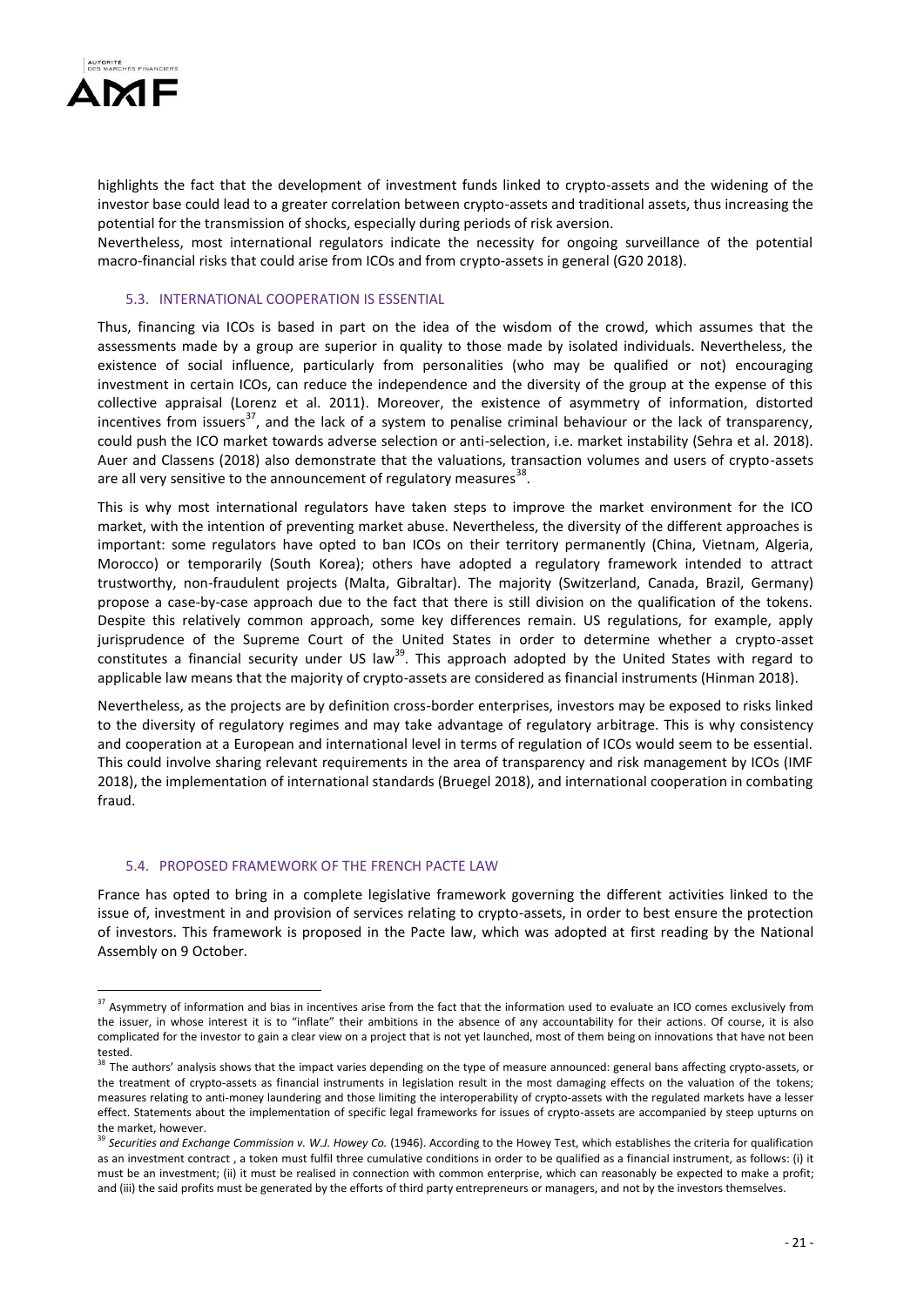highlights the fact that the development of investment funds linked to crypto-assets and the widening of the investor base could lead to a greater correlation between crypto-assets and traditional assets, thus increasing the potential for the transmission of shocks, especially during periods of risk aversion.

Nevertheless, most international regulators indicate the necessity for ongoing surveillance of the potential macro-financial risks that could arise from ICOs and from crypto-assets in general (G20 2018).

### 5.3. INTERNATIONAL COOPERATION IS ESSENTIAL

Thus, financing via ICOs is based in part on the idea of the wisdom of the crowd, which assumes that the assessments made by a group are superior in quality to those made by isolated individuals. Nevertheless, the existence of social influence, particularly from personalities (who may be qualified or not) encouraging investment in certain ICOs, can reduce the independence and the diversity of the group at the expense of this collective appraisal (Lorenz et al. 2011). Moreover, the existence of asymmetry of information, distorted incentives from issuers[37], and the lack of a system to penalise criminal behaviour or the lack of transparency, could push the ICO market towards adverse selection or anti-selection, i.e. market instability (Sehra et al. 2018). Auer and Classens (2018) also demonstrate that the valuations, transaction volumes and users of crypto-assets are all very sensitive to the announcement of regulatory measures[38].

This is why most international regulators have taken steps to improve the market environment for the ICO market, with the intention of preventing market abuse. Nevertheless, the diversity of the different approaches is important: some regulators have opted to ban ICOs on their territory permanently (China, Vietnam, Algeria, Morocco) or temporarily (South Korea); others have adopted a regulatory framework intended to attract trustworthy, non-fraudulent projects (Malta, Gibraltar). The majority (Switzerland, Canada, Brazil, Germany) propose a case-by-case approach due to the fact that there is still division on the qualification of the tokens. Despite this relatively common approach, some key differences remain. US regulations, for example, apply jurisprudence of the Supreme Court of the United States in order to determine whether a crypto-asset constitutes a financial security under US law[39]. This approach adopted by the United States with regard to applicable law means that the majority of crypto-assets are considered as financial instruments (Hinman 2018).

Nevertheless, as the projects are by definition cross-border enterprises, investors may be exposed to risks linked to the diversity of regulatory regimes and may take advantage of regulatory arbitrage. This is why consistency and cooperation at a European and international level in terms of regulation of ICOs would seem to be essential. This could involve sharing relevant requirements in the area of transparency and risk management by ICOs (IMF 2018), the implementation of international standards (Bruegel 2018), and international cooperation in combating fraud.

### 5.4. PROPOSED FRAMEWORK OF THE FRENCH PACTE LAW

France has opted to bring in a complete legislative framework governing the different activities linked to the issue of, investment in and provision of services relating to crypto-assets, in order to best ensure the protection of investors. This framework is proposed in the Pacte law, which was adopted at first reading by the National Assembly on 9 October.

---

[37] Asymmetry of information and bias in incentives arise from the fact that the information used to evaluate an ICO comes exclusively from the issuer, in whose interest it is to "inflate" their ambitions in the absence of any accountability for their actions. Of course, it is also complicated for the investor to gain a clear view on a project that is not yet launched, most of them being on innovations that have not been tested.

[38] The authors' analysis shows that the impact varies depending on the type of measure announced: general bans affecting crypto-assets, or the treatment of crypto-assets as financial instruments in legislation result in the most damaging effects on the valuation of the tokens; measures relating to anti-money laundering and those limiting the interoperability of crypto-assets with the regulated markets have a lesser effect. Statements about the implementation of specific legal frameworks for issues of crypto-assets are accompanied by steep upturns on the market, however.

[39] *Securities and Exchange Commission v. W.J. Howey Co.* (1946). According to the Howey Test, which establishes the criteria for qualification as an investment contract , a token must fulfil three cumulative conditions in order to be qualified as a financial instrument, as follows: (i) it must be an investment; (ii) it must be realised in connection with common enterprise, which can reasonably be expected to make a profit; and (iii) the said profits must be generated by the efforts of third party entrepreneurs or managers, and not by the investors themselves.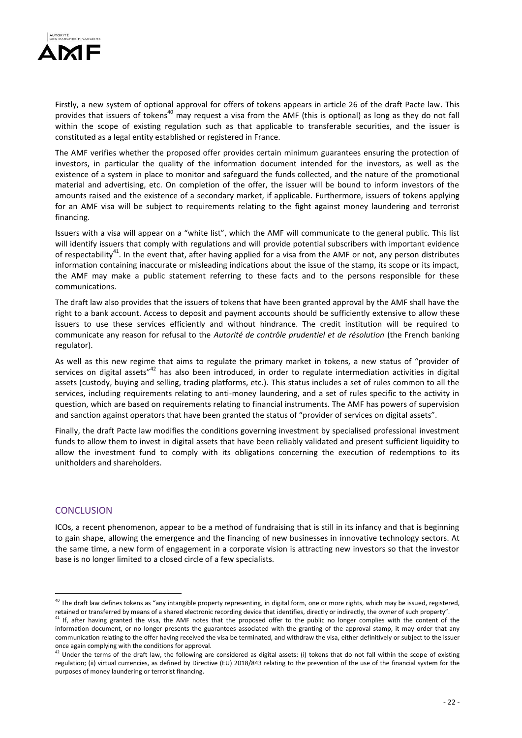Firstly, a new system of optional approval for offers of tokens appears in article 26 of the draft Pacte law. This provides that issuers of tokens[40] may request a visa from the AMF (this is optional) as long as they do not fall within the scope of existing regulation such as that applicable to transferable securities, and the issuer is constituted as a legal entity established or registered in France.

The AMF verifies whether the proposed offer provides certain minimum guarantees ensuring the protection of investors, in particular the quality of the information document intended for the investors, as well as the existence of a system in place to monitor and safeguard the funds collected, and the nature of the promotional material and advertising, etc. On completion of the offer, the issuer will be bound to inform investors of the amounts raised and the existence of a secondary market, if applicable. Furthermore, issuers of tokens applying for an AMF visa will be subject to requirements relating to the fight against money laundering and terrorist financing.

Issuers with a visa will appear on a "white list", which the AMF will communicate to the general public. This list will identify issuers that comply with regulations and will provide potential subscribers with important evidence of respectability[41]. In the event that, after having applied for a visa from the AMF or not, any person distributes information containing inaccurate or misleading indications about the issue of the stamp, its scope or its impact, the AMF may make a public statement referring to these facts and to the persons responsible for these communications.

The draft law also provides that the issuers of tokens that have been granted approval by the AMF shall have the right to a bank account. Access to deposit and payment accounts should be sufficiently extensive to allow these issuers to use these services efficiently and without hindrance. The credit institution will be required to communicate any reason for refusal to the *Autorité de contrôle prudentiel et de résolution* (the French banking regulator).

As well as this new regime that aims to regulate the primary market in tokens, a new status of "provider of services on digital assets"[42] has also been introduced, in order to regulate intermediation activities in digital assets (custody, buying and selling, trading platforms, etc.). This status includes a set of rules common to all the services, including requirements relating to anti-money laundering, and a set of rules specific to the activity in question, which are based on requirements relating to financial instruments. The AMF has powers of supervision and sanction against operators that have been granted the status of "provider of services on digital assets".

Finally, the draft Pacte law modifies the conditions governing investment by specialised professional investment funds to allow them to invest in digital assets that have been reliably validated and present sufficient liquidity to allow the investment fund to comply with its obligations concerning the execution of redemptions to its unitholders and shareholders.

## CONCLUSION

ICOs, a recent phenomenon, appear to be a method of fundraising that is still in its infancy and that is beginning to gain shape, allowing the emergence and the financing of new businesses in innovative technology sectors. At the same time, a new form of engagement in a corporate vision is attracting new investors so that the investor base is no longer limited to a closed circle of a few specialists.

---

[40] The draft law defines tokens as "any intangible property representing, in digital form, one or more rights, which may be issued, registered, retained or transferred by means of a shared electronic recording device that identifies, directly or indirectly, the owner of such property".

[41] If, after having granted the visa, the AMF notes that the proposed offer to the public no longer complies with the content of the information document, or no longer presents the guarantees associated with the granting of the approval stamp, it may order that any communication relating to the offer having received the visa be terminated, and withdraw the visa, either definitively or subject to the issuer once again complying with the conditions for approval.

[42] Under the terms of the draft law, the following are considered as digital assets: (i) tokens that do not fall within the scope of existing regulation; (ii) virtual currencies, as defined by Directive (EU) 2018/843 relating to the prevention of the use of the financial system for the purposes of money laundering or terrorist financing.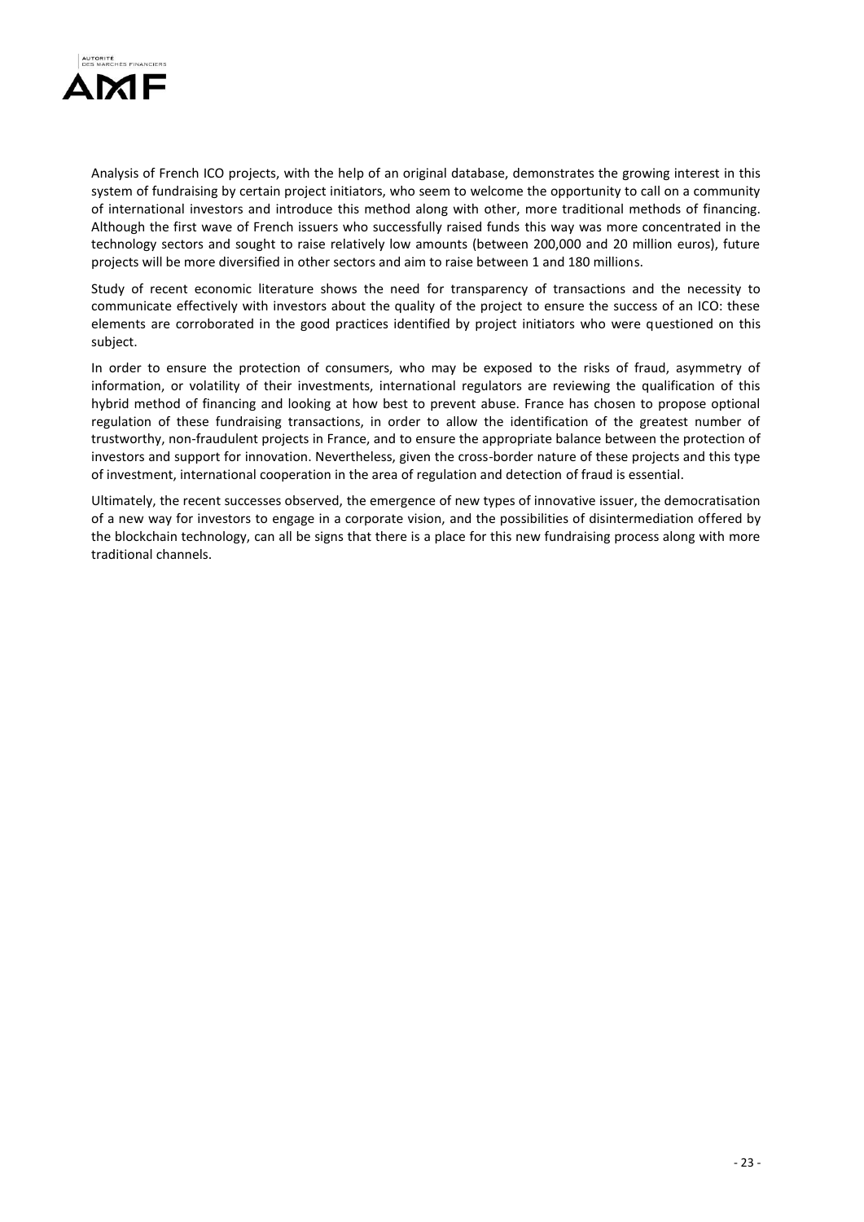Analysis of French ICO projects, with the help of an original database, demonstrates the growing interest in this system of fundraising by certain project initiators, who seem to welcome the opportunity to call on a community of international investors and introduce this method along with other, more traditional methods of financing. Although the first wave of French issuers who successfully raised funds this way was more concentrated in the technology sectors and sought to raise relatively low amounts (between 200,000 and 20 million euros), future projects will be more diversified in other sectors and aim to raise between 1 and 180 millions.

Study of recent economic literature shows the need for transparency of transactions and the necessity to communicate effectively with investors about the quality of the project to ensure the success of an ICO: these elements are corroborated in the good practices identified by project initiators who were questioned on this subject.

In order to ensure the protection of consumers, who may be exposed to the risks of fraud, asymmetry of information, or volatility of their investments, international regulators are reviewing the qualification of this hybrid method of financing and looking at how best to prevent abuse. France has chosen to propose optional regulation of these fundraising transactions, in order to allow the identification of the greatest number of trustworthy, non-fraudulent projects in France, and to ensure the appropriate balance between the protection of investors and support for innovation. Nevertheless, given the cross-border nature of these projects and this type of investment, international cooperation in the area of regulation and detection of fraud is essential.

Ultimately, the recent successes observed, the emergence of new types of innovative issuer, the democratisation of a new way for investors to engage in a corporate vision, and the possibilities of disintermediation offered by the blockchain technology, can all be signs that there is a place for this new fundraising process along with more traditional channels.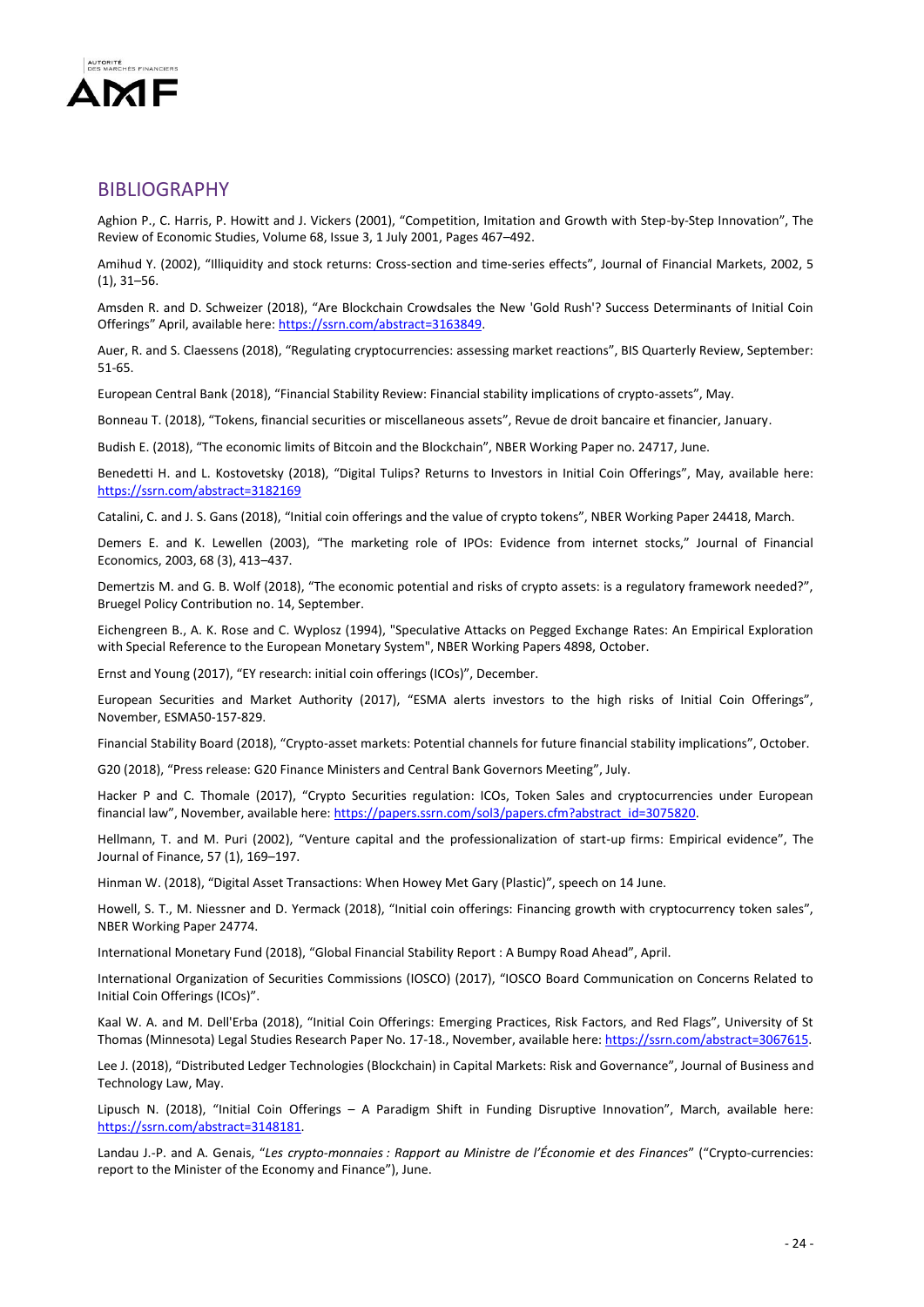## BIBLIOGRAPHY

Aghion P., C. Harris, P. Howitt and J. Vickers (2001), "Competition, Imitation and Growth with Step-by-Step Innovation", The Review of Economic Studies, Volume 68, Issue 3, 1 July 2001, Pages 467–492.

Amihud Y. (2002), "Illiquidity and stock returns: Cross-section and time-series effects", Journal of Financial Markets, 2002, 5 (1), 31–56.

Amsden R. and D. Schweizer (2018), "Are Blockchain Crowdsales the New 'Gold Rush'? Success Determinants of Initial Coin Offerings" April, available here: https://ssrn.com/abstract=3163849.

Auer, R. and S. Claessens (2018), "Regulating cryptocurrencies: assessing market reactions", BIS Quarterly Review, September: 51-65.

European Central Bank (2018), "Financial Stability Review: Financial stability implications of crypto-assets", May.

Bonneau T. (2018), "Tokens, financial securities or miscellaneous assets", Revue de droit bancaire et financier, January.

Budish E. (2018), "The economic limits of Bitcoin and the Blockchain", NBER Working Paper no. 24717, June.

Benedetti H. and L. Kostovetsky (2018), "Digital Tulips? Returns to Investors in Initial Coin Offerings", May, available here: https://ssrn.com/abstract=3182169

Catalini, C. and J. S. Gans (2018), "Initial coin offerings and the value of crypto tokens", NBER Working Paper 24418, March.

Demers E. and K. Lewellen (2003), "The marketing role of IPOs: Evidence from internet stocks," Journal of Financial Economics, 2003, 68 (3), 413–437.

Demertzis M. and G. B. Wolf (2018), "The economic potential and risks of crypto assets: is a regulatory framework needed?", Bruegel Policy Contribution no. 14, September.

Eichengreen B., A. K. Rose and C. Wyplosz (1994), "Speculative Attacks on Pegged Exchange Rates: An Empirical Exploration with Special Reference to the European Monetary System", NBER Working Papers 4898, October.

Ernst and Young (2017), "EY research: initial coin offerings (ICOs)", December.

European Securities and Market Authority (2017), "ESMA alerts investors to the high risks of Initial Coin Offerings", November, ESMA50-157-829.

Financial Stability Board (2018), "Crypto-asset markets: Potential channels for future financial stability implications", October.

G20 (2018), "Press release: G20 Finance Ministers and Central Bank Governors Meeting", July.

Hacker P and C. Thomale (2017), "Crypto Securities regulation: ICOs, Token Sales and cryptocurrencies under European financial law", November, available here: https://papers.ssrn.com/sol3/papers.cfm?abstract_id=3075820.

Hellmann, T. and M. Puri (2002), "Venture capital and the professionalization of start-up firms: Empirical evidence", The Journal of Finance, 57 (1), 169–197.

Hinman W. (2018), "Digital Asset Transactions: When Howey Met Gary (Plastic)", speech on 14 June.

Howell, S. T., M. Niessner and D. Yermack (2018), "Initial coin offerings: Financing growth with cryptocurrency token sales", NBER Working Paper 24774.

International Monetary Fund (2018), "Global Financial Stability Report : A Bumpy Road Ahead", April.

International Organization of Securities Commissions (IOSCO) (2017), "IOSCO Board Communication on Concerns Related to Initial Coin Offerings (ICOs)".

Kaal W. A. and M. Dell'Erba (2018), "Initial Coin Offerings: Emerging Practices, Risk Factors, and Red Flags", University of St Thomas (Minnesota) Legal Studies Research Paper No. 17-18., November, available here: https://ssrn.com/abstract=3067615.

Lee J. (2018), "Distributed Ledger Technologies (Blockchain) in Capital Markets: Risk and Governance", Journal of Business and Technology Law, May.

Lipusch N. (2018), "Initial Coin Offerings – A Paradigm Shift in Funding Disruptive Innovation", March, available here: https://ssrn.com/abstract=3148181.

Landau J.-P. and A. Genais, "*Les crypto-monnaies : Rapport au Ministre de l'Économie et des Finances*" ("Crypto-currencies: report to the Minister of the Economy and Finance"), June.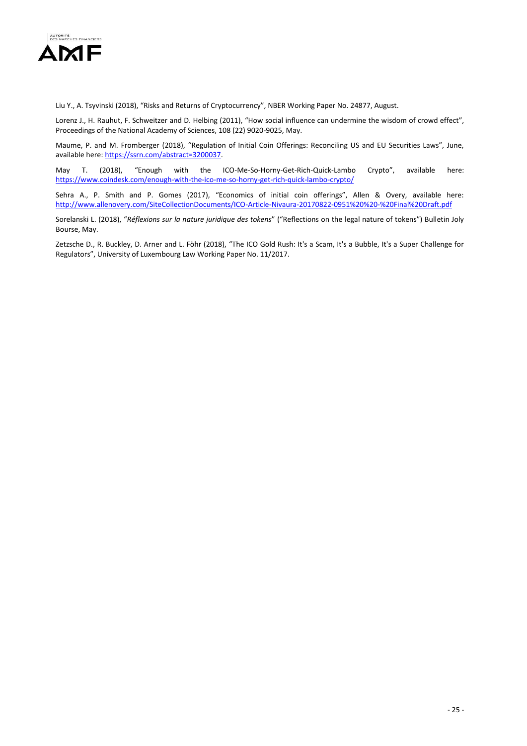Liu Y., A. Tsyvinski (2018), "Risks and Returns of Cryptocurrency", NBER Working Paper No. 24877, August.

Lorenz J., H. Rauhut, F. Schweitzer and D. Helbing (2011), "How social influence can undermine the wisdom of crowd effect", Proceedings of the National Academy of Sciences, 108 (22) 9020-9025, May.

Maume, P. and M. Fromberger (2018), "Regulation of Initial Coin Offerings: Reconciling US and EU Securities Laws", June, available here: https://ssrn.com/abstract=3200037.

May T. (2018), "Enough with the ICO-Me-So-Horny-Get-Rich-Quick-Lambo Crypto", available here: https://www.coindesk.com/enough-with-the-ico-me-so-horny-get-rich-quick-lambo-crypto/

Sehra A., P. Smith and P. Gomes (2017), "Economics of initial coin offerings", Allen & Overy, available here: http://www.allenovery.com/SiteCollectionDocuments/ICO-Article-Nivaura-20170822-0951%20%20-%20Final%20Draft.pdf

Sorelanski L. (2018), "*Réflexions sur la nature juridique des tokens*" ("Reflections on the legal nature of tokens") Bulletin Joly Bourse, May.

Zetzsche D., R. Buckley, D. Arner and L. Föhr (2018), "The ICO Gold Rush: It's a Scam, It's a Bubble, It's a Super Challenge for Regulators", University of Luxembourg Law Working Paper No. 11/2017.